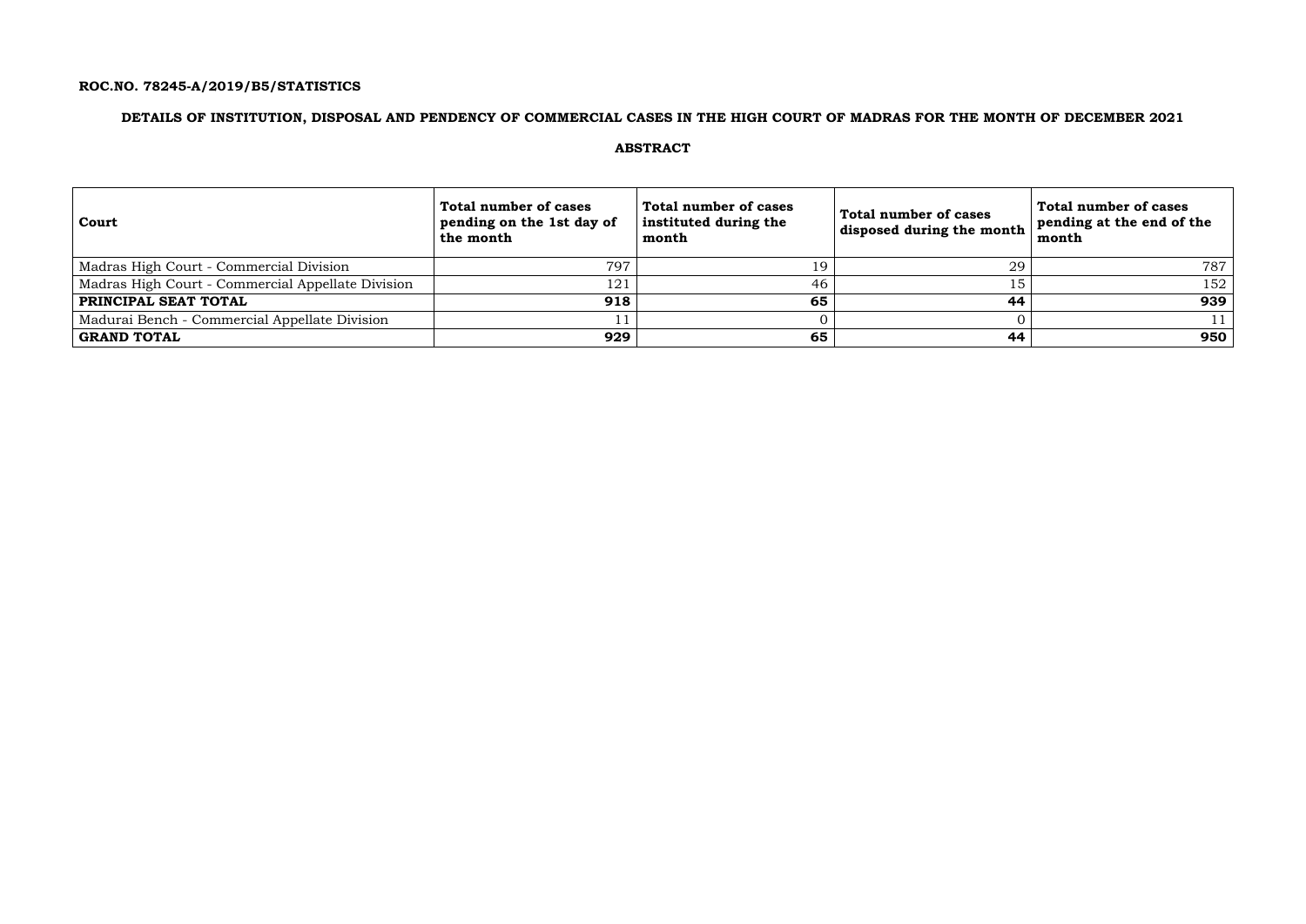**ROC.NO. 78245-A/2019/B5/STATISTICS**

**DETAILS OF INSTITUTION, DISPOSAL AND PENDENCY OF COMMERCIAL CASES IN THE HIGH COURT OF MADRAS FOR THE MONTH OF DECEMBER 2021**

**ABSTRACT**

| Court | Total number of cases pending on the 1st day of the month | Total number of cases instituted during the month | Total number of cases disposed during the month | Total number of cases pending at the end of the month |
|---|---|---|---|---|
| Madras High Court - Commercial Division | 797 | 19 | 29 | 787 |
| Madras High Court - Commercial Appellate Division | 121 | 46 | 15 | 152 |
| **PRINCIPAL SEAT TOTAL** | **918** | **65** | **44** | **939** |
| Madurai Bench - Commercial Appellate Division | 11 | 0 | 0 | 11 |
| **GRAND TOTAL** | **929** | **65** | **44** | **950** |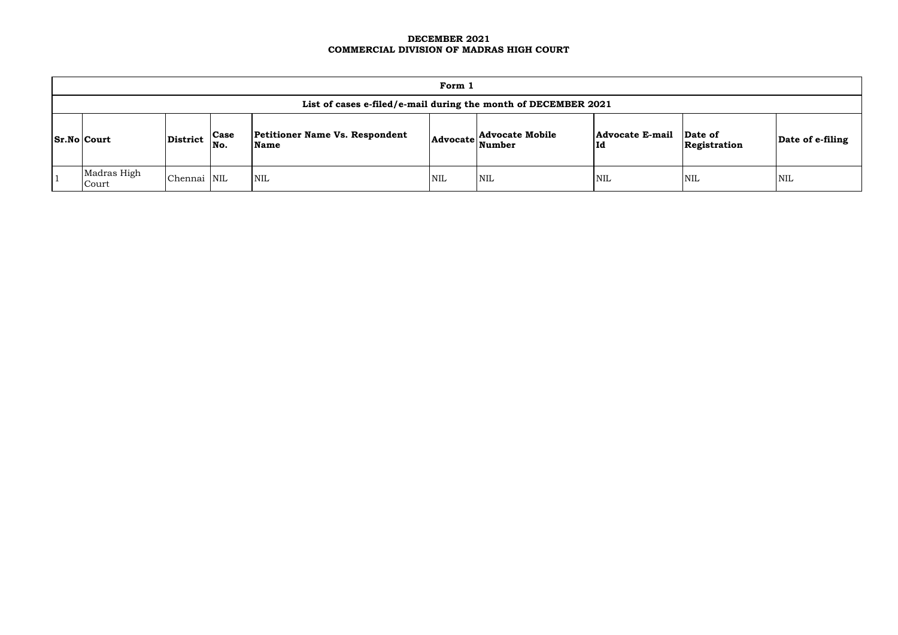**DECEMBER 2021**
**COMMERCIAL DIVISION OF MADRAS HIGH COURT**

| Form 1 | | | | | | | | | |
|---|---|---|---|---|---|---|---|---|---|
| List of cases e-filed/e-mail during the month of DECEMBER 2021 | | | | | | | | | |
| **Sr.No** | **Court** | **District** | **Case No.** | **Petitioner Name Vs. Respondent Name** | **Advocate** | **Advocate Mobile Number** | **Advocate E-mail Id** | **Date of Registration** | **Date of e-filing** |
| 1 | Madras High Court | Chennai | NIL | NIL | NIL | NIL | NIL | NIL | NIL |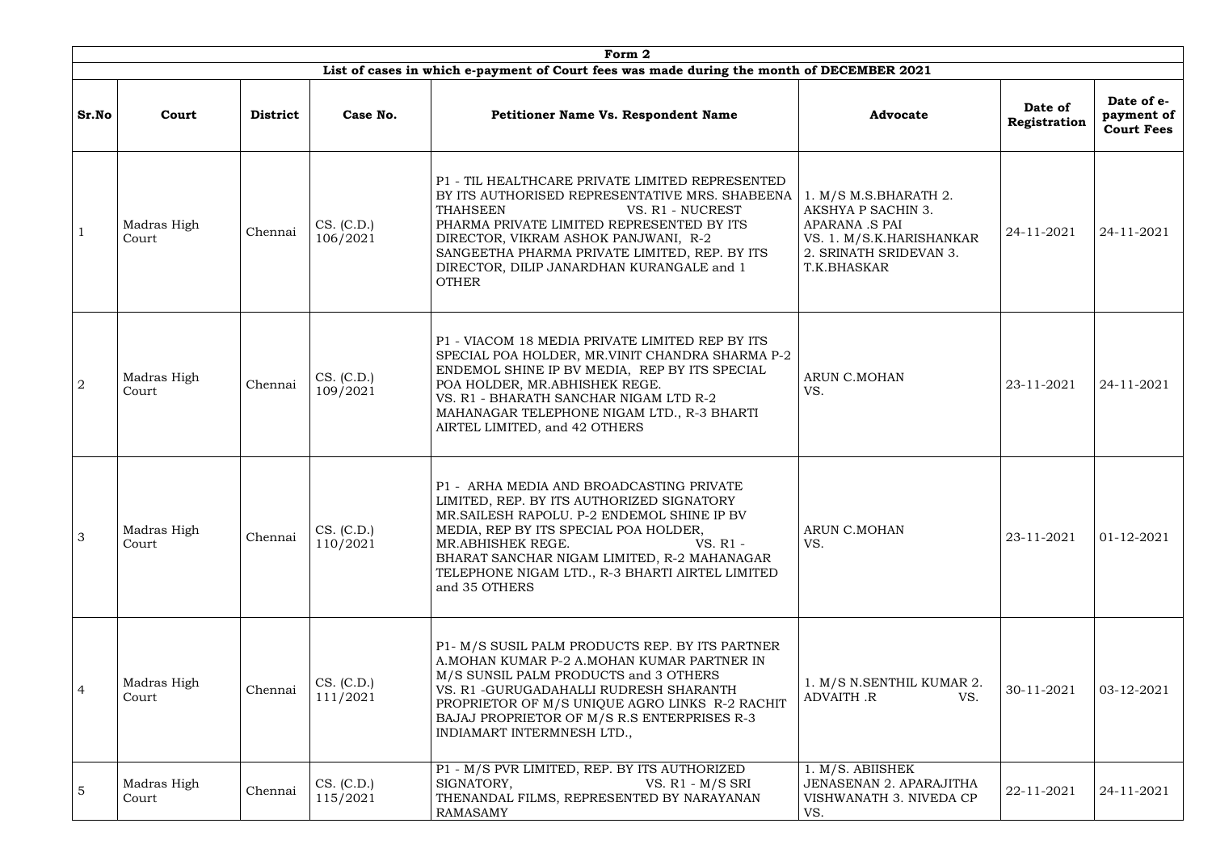| Form 2 | | | | | | | |
|---|---|---|---|---|---|---|---|
| **List of cases in which e-payment of Court fees was made during the month of DECEMBER 2021** | | | | | | | |
| **Sr.No** | **Court** | **District** | **Case No.** | **Petitioner Name Vs. Respondent Name** | **Advocate** | **Date of Registration** | **Date of e-payment of Court Fees** |
| 1 | Madras High Court | Chennai | CS. (C.D.) 106/2021 | P1 - TIL HEALTHCARE PRIVATE LIMITED REPRESENTED BY ITS AUTHORISED REPRESENTATIVE MRS. SHABEENA THAHSEEN VS. R1 - NUCREST PHARMA PRIVATE LIMITED REPRESENTED BY ITS DIRECTOR, VIKRAM ASHOK PANJWANI, R-2 SANGEETHA PHARMA PRIVATE LIMITED, REP. BY ITS DIRECTOR, DILIP JANARDHAN KURANGALE and 1 OTHER | 1. M/S M.S.BHARATH 2. AKSHYA P SACHIN 3. APARANA .S PAI VS. 1. M/S.K.HARISHANKAR 2. SRINATH SRIDEVAN 3. T.K.BHASKAR | 24-11-2021 | 24-11-2021 |
| 2 | Madras High Court | Chennai | CS. (C.D.) 109/2021 | P1 - VIACOM 18 MEDIA PRIVATE LIMITED REP BY ITS SPECIAL POA HOLDER, MR.VINIT CHANDRA SHARMA P-2 ENDEMOL SHINE IP BV MEDIA, REP BY ITS SPECIAL POA HOLDER, MR.ABHISHEK REGE. VS. R1 - BHARATH SANCHAR NIGAM LTD R-2 MAHANAGAR TELEPHONE NIGAM LTD., R-3 BHARTI AIRTEL LIMITED, and 42 OTHERS | ARUN C.MOHAN VS. | 23-11-2021 | 24-11-2021 |
| 3 | Madras High Court | Chennai | CS. (C.D.) 110/2021 | P1 - ARHA MEDIA AND BROADCASTING PRIVATE LIMITED, REP. BY ITS AUTHORIZED SIGNATORY MR.SAILESH RAPOLU. P-2 ENDEMOL SHINE IP BV MEDIA, REP BY ITS SPECIAL POA HOLDER, MR.ABHISHEK REGE. VS. R1 - BHARAT SANCHAR NIGAM LIMITED, R-2 MAHANAGAR TELEPHONE NIGAM LTD., R-3 BHARTI AIRTEL LIMITED and 35 OTHERS | ARUN C.MOHAN VS. | 23-11-2021 | 01-12-2021 |
| 4 | Madras High Court | Chennai | CS. (C.D.) 111/2021 | P1- M/S SUSIL PALM PRODUCTS REP. BY ITS PARTNER A.MOHAN KUMAR P-2 A.MOHAN KUMAR PARTNER IN M/S SUNSIL PALM PRODUCTS and 3 OTHERS VS. R1 -GURUGADAHALLI RUDRESH SHARANTH PROPRIETOR OF M/S UNIQUE AGRO LINKS R-2 RACHIT BAJAJ PROPRIETOR OF M/S R.S ENTERPRISES R-3 INDIAMART INTERMNESH LTD., | 1. M/S N.SENTHIL KUMAR 2. ADVAITH .R VS. | 30-11-2021 | 03-12-2021 |
| 5 | Madras High Court | Chennai | CS. (C.D.) 115/2021 | P1 - M/S PVR LIMITED, REP. BY ITS AUTHORIZED SIGNATORY, VS. R1 - M/S SRI THENANDAL FILMS, REPRESENTED BY NARAYANAN RAMASAMY | 1. M/S. ABIISHEK JENASENAN 2. APARAJITHA VISHWANATH 3. NIVEDA CP VS. | 22-11-2021 | 24-11-2021 |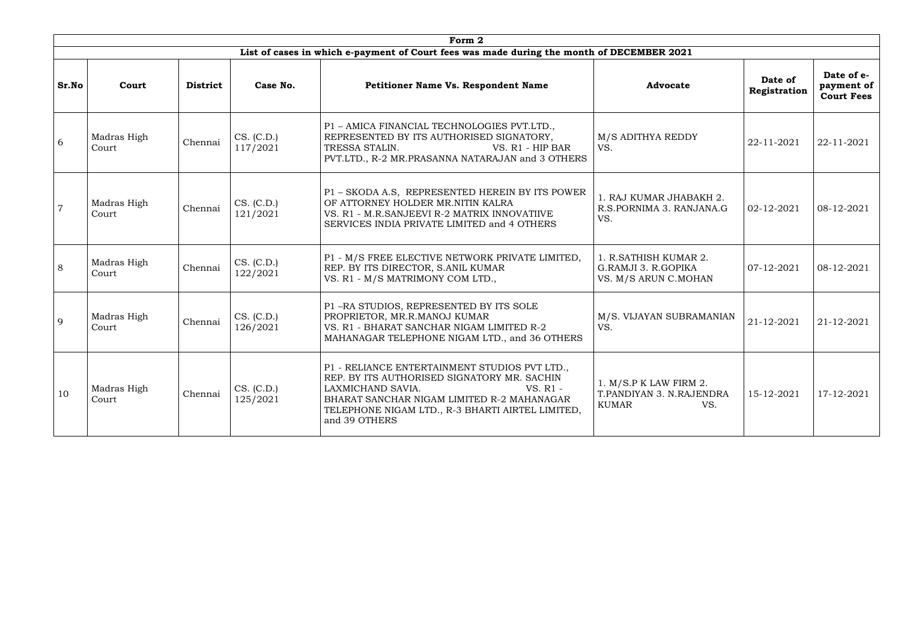| Form 2 | | | | | | | |
|---|---|---|---|---|---|---|---|
| List of cases in which e-payment of Court fees was made during the month of DECEMBER 2021 | | | | | | | |
| **Sr.No** | **Court** | **District** | **Case No.** | **Petitioner Name Vs. Respondent Name** | **Advocate** | **Date of Registration** | **Date of e-payment of Court Fees** |
| 6 | Madras High Court | Chennai | CS. (C.D.) 117/2021 | P1 – AMICA FINANCIAL TECHNOLOGIES PVT.LTD., REPRESENTED BY ITS AUTHORISED SIGNATORY, TRESSA STALIN. VS. R1 - HIP BAR PVT.LTD., R-2 MR.PRASANNA NATARAJAN and 3 OTHERS | M/S ADITHYA REDDY VS. | 22-11-2021 | 22-11-2021 |
| 7 | Madras High Court | Chennai | CS. (C.D.) 121/2021 | P1 – SKODA A.S, REPRESENTED HEREIN BY ITS POWER OF ATTORNEY HOLDER MR.NITIN KALRA VS. R1 - M.R.SANJEEVI R-2 MATRIX INNOVATIIVE SERVICES INDIA PRIVATE LIMITED and 4 OTHERS | 1. RAJ KUMAR JHABAKH 2. R.S.PORNIMA 3. RANJANA.G VS. | 02-12-2021 | 08-12-2021 |
| 8 | Madras High Court | Chennai | CS. (C.D.) 122/2021 | P1 - M/S FREE ELECTIVE NETWORK PRIVATE LIMITED, REP. BY ITS DIRECTOR, S.ANIL KUMAR VS. R1 - M/S MATRIMONY COM LTD., | 1. R.SATHISH KUMAR 2. G.RAMJI 3. R.GOPIKA VS. M/S ARUN C.MOHAN | 07-12-2021 | 08-12-2021 |
| 9 | Madras High Court | Chennai | CS. (C.D.) 126/2021 | P1 –RA STUDIOS, REPRESENTED BY ITS SOLE PROPRIETOR, MR.R.MANOJ KUMAR VS. R1 - BHARAT SANCHAR NIGAM LIMITED R-2 MAHANAGAR TELEPHONE NIGAM LTD., and 36 OTHERS | M/S. VIJAYAN SUBRAMANIAN VS. | 21-12-2021 | 21-12-2021 |
| 10 | Madras High Court | Chennai | CS. (C.D.) 125/2021 | P1 - RELIANCE ENTERTAINMENT STUDIOS PVT LTD., REP. BY ITS AUTHORISED SIGNATORY MR. SACHIN LAXMICHAND SAVIA. VS. R1 - BHARAT SANCHAR NIGAM LIMITED R-2 MAHANAGAR TELEPHONE NIGAM LTD., R-3 BHARTI AIRTEL LIMITED, and 39 OTHERS | 1. M/S.P K LAW FIRM 2. T.PANDIYAN 3. N.RAJENDRA KUMAR VS. | 15-12-2021 | 17-12-2021 |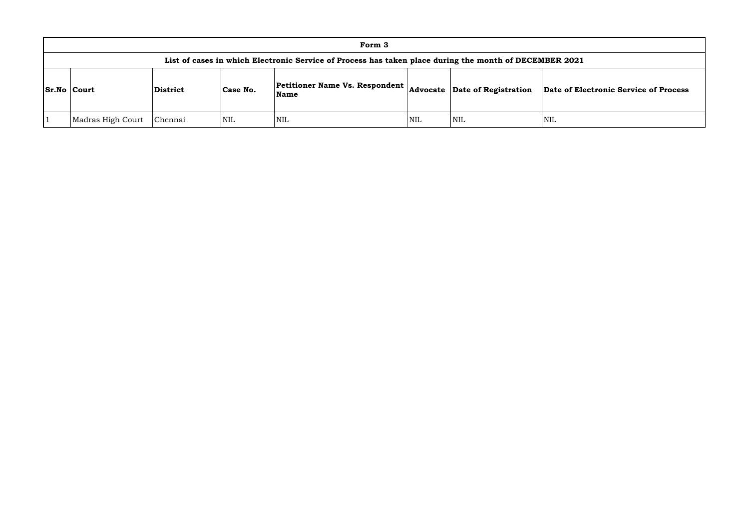**Form 3**

**List of cases in which Electronic Service of Process has taken place during the month of DECEMBER 2021**

| Sr.No | Court | District | Case No. | Petitioner Name Vs. Respondent Name | Advocate | Date of Registration | Date of Electronic Service of Process |
|---|---|---|---|---|---|---|---|
| 1 | Madras High Court | Chennai | NIL | NIL | NIL | NIL | NIL |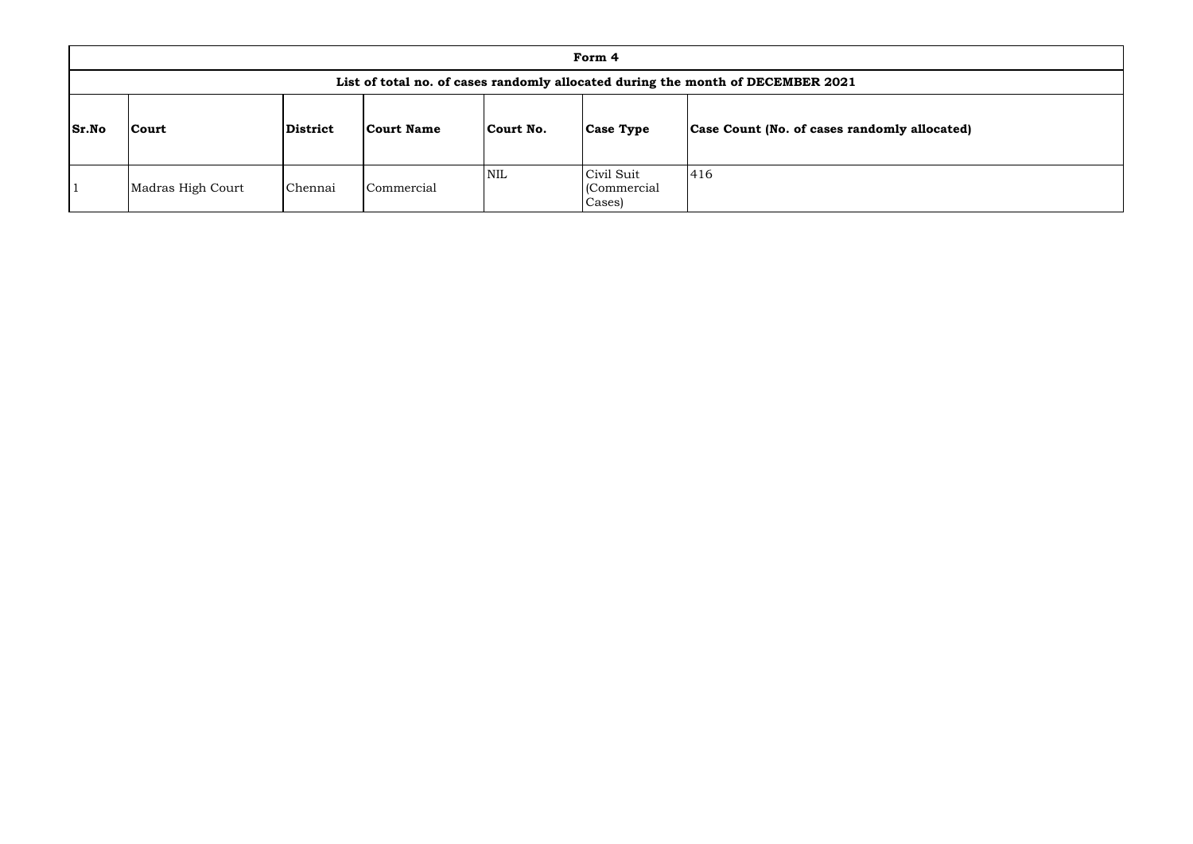| Form 4 | | | | | | |
|---|---|---|---|---|---|---|
| **List of total no. of cases randomly allocated during the month of DECEMBER 2021** | | | | | | |
| **Sr.No** | **Court** | **District** | **Court Name** | **Court No.** | **Case Type** | **Case Count (No. of cases randomly allocated)** |
| 1 | Madras High Court | Chennai | Commercial | NIL | Civil Suit (Commercial Cases) | 416 |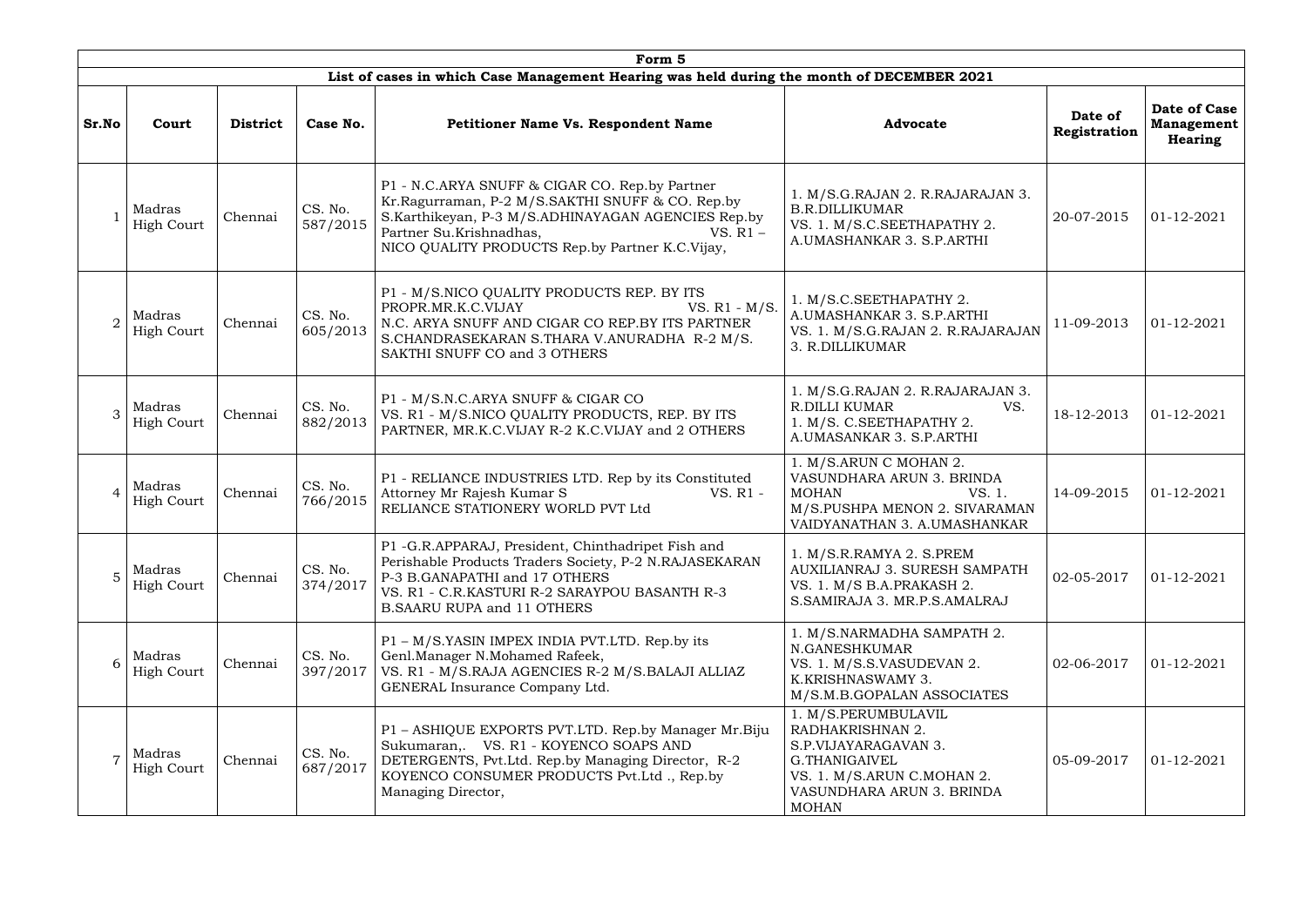| Form 5 | | | | | | | |
|---|---|---|---|---|---|---|---|
| **List of cases in which Case Management Hearing was held during the month of DECEMBER 2021** | | | | | | | |
| **Sr.No** | **Court** | **District** | **Case No.** | **Petitioner Name Vs. Respondent Name** | **Advocate** | **Date of Registration** | **Date of Case Management Hearing** |
| 1 | Madras High Court | Chennai | CS. No. 587/2015 | P1 - N.C.ARYA SNUFF & CIGAR CO. Rep.by Partner Kr.Ragurraman, P-2 M/S.SAKTHI SNUFF & CO. Rep.by S.Karthikeyan, P-3 M/S.ADHINAYAGAN AGENCIES Rep.by Partner Su.Krishnadhas, VS. R1 – NICO QUALITY PRODUCTS Rep.by Partner K.C.Vijay, | 1. M/S.G.RAJAN 2. R.RAJARAJAN 3. B.R.DILLIKUMAR VS. 1. M/S.C.SEETHAPATHY 2. A.UMASHANKAR 3. S.P.ARTHI | 20-07-2015 | 01-12-2021 |
| 2 | Madras High Court | Chennai | CS. No. 605/2013 | P1 - M/S.NICO QUALITY PRODUCTS REP. BY ITS PROPR.MR.K.C.VIJAY VS. R1 - M/S. N.C. ARYA SNUFF AND CIGAR CO REP.BY ITS PARTNER S.CHANDRASEKARAN S.THARA V.ANURADHA R-2 M/S. SAKTHI SNUFF CO and 3 OTHERS | 1. M/S.C.SEETHAPATHY 2. A.UMASHANKAR 3. S.P.ARTHI VS. 1. M/S.G.RAJAN 2. R.RAJARAJAN 3. R.DILLIKUMAR | 11-09-2013 | 01-12-2021 |
| 3 | Madras High Court | Chennai | CS. No. 882/2013 | P1 - M/S.N.C.ARYA SNUFF & CIGAR CO VS. R1 - M/S.NICO QUALITY PRODUCTS, REP. BY ITS PARTNER, MR.K.C.VIJAY R-2 K.C.VIJAY and 2 OTHERS | 1. M/S.G.RAJAN 2. R.RAJARAJAN 3. R.DILLI KUMAR VS. 1. M/S. C.SEETHAPATHY 2. A.UMASANKAR 3. S.P.ARTHI | 18-12-2013 | 01-12-2021 |
| 4 | Madras High Court | Chennai | CS. No. 766/2015 | P1 - RELIANCE INDUSTRIES LTD. Rep by its Constituted Attorney Mr Rajesh Kumar S VS. R1 - RELIANCE STATIONERY WORLD PVT Ltd | 1. M/S.ARUN C MOHAN 2. VASUNDHARA ARUN 3. BRINDA MOHAN VS. 1. M/S.PUSHPA MENON 2. SIVARAMAN VAIDYANATHAN 3. A.UMASHANKAR | 14-09-2015 | 01-12-2021 |
| 5 | Madras High Court | Chennai | CS. No. 374/2017 | P1 -G.R.APPARAJ, President, Chinthadripet Fish and Perishable Products Traders Society, P-2 N.RAJASEKARAN P-3 B.GANAPATHI and 17 OTHERS VS. R1 - C.R.KASTURI R-2 SARAYPOU BASANTH R-3 B.SAARU RUPA and 11 OTHERS | 1. M/S.R.RAMYA 2. S.PREM AUXILIANRAJ 3. SURESH SAMPATH VS. 1. M/S B.A.PRAKASH 2. S.SAMIRAJA 3. MR.P.S.AMALRAJ | 02-05-2017 | 01-12-2021 |
| 6 | Madras High Court | Chennai | CS. No. 397/2017 | P1 – M/S.YASIN IMPEX INDIA PVT.LTD. Rep.by its Genl.Manager N.Mohamed Rafeek, VS. R1 - M/S.RAJA AGENCIES R-2 M/S.BALAJI ALLIAZ GENERAL Insurance Company Ltd. | 1. M/S.NARMADHA SAMPATH 2. N.GANESHKUMAR VS. 1. M/S.S.VASUDEVAN 2. K.KRISHNASWAMY 3. M/S.M.B.GOPALAN ASSOCIATES | 02-06-2017 | 01-12-2021 |
| 7 | Madras High Court | Chennai | CS. No. 687/2017 | P1 – ASHIQUE EXPORTS PVT.LTD. Rep.by Manager Mr.Biju Sukumaran,. VS. R1 - KOYENCO SOAPS AND DETERGENTS, Pvt.Ltd. Rep.by Managing Director, R-2 KOYENCO CONSUMER PRODUCTS Pvt.Ltd ., Rep.by Managing Director, | 1. M/S.PERUMBULAVIL RADHAKRISHNAN 2. S.P.VIJAYARAGAVAN 3. G.THANIGAIVEL VS. 1. M/S.ARUN C.MOHAN 2. VASUNDHARA ARUN 3. BRINDA MOHAN | 05-09-2017 | 01-12-2021 |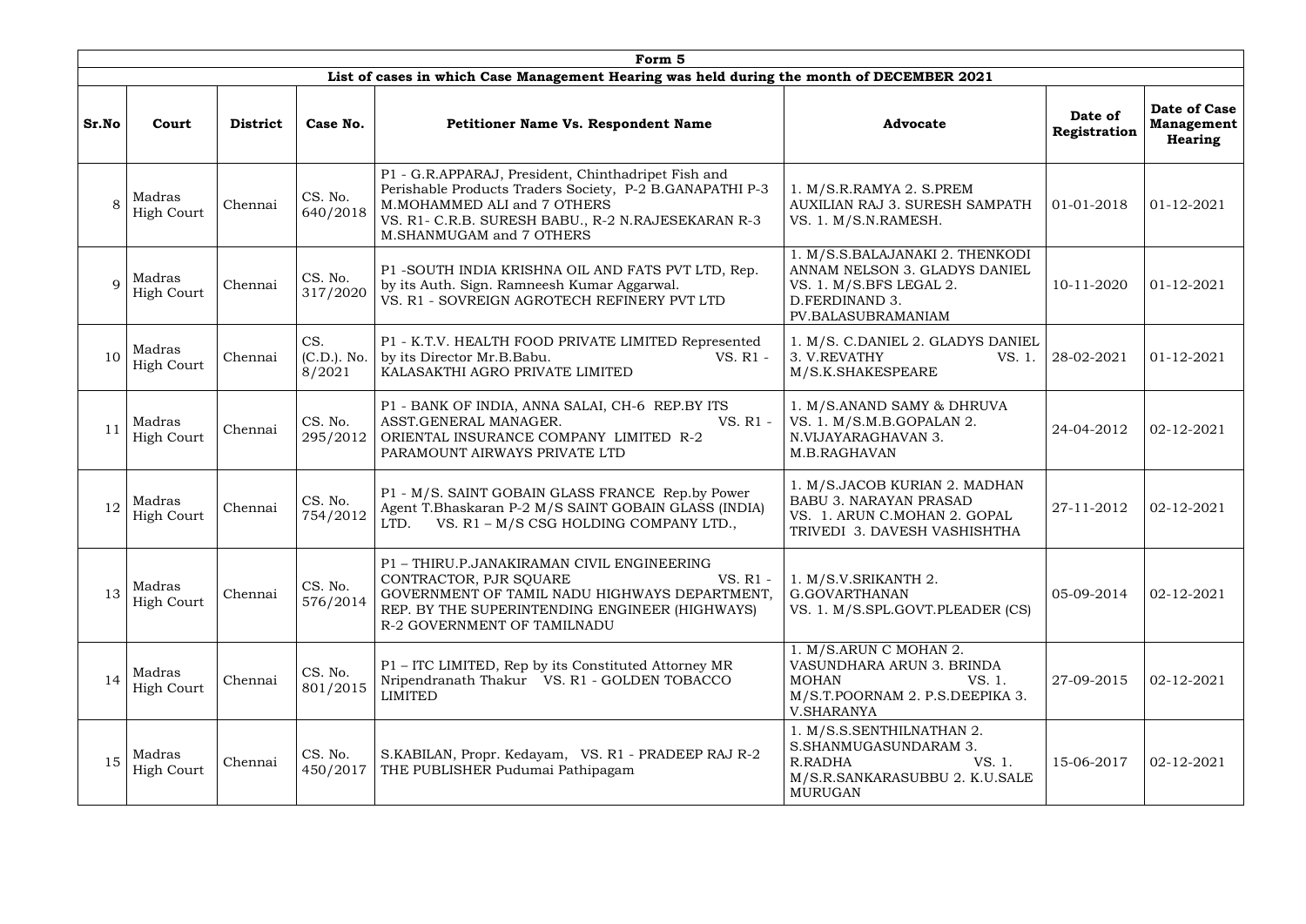| Form 5 | | | | | | | |
|---|---|---|---|---|---|---|---|
| List of cases in which Case Management Hearing was held during the month of DECEMBER 2021 | | | | | | | |
| **Sr.No** | **Court** | **District** | **Case No.** | **Petitioner Name Vs. Respondent Name** | **Advocate** | **Date of Registration** | **Date of Case Management Hearing** |
| 8 | Madras High Court | Chennai | CS. No. 640/2018 | P1 - G.R.APPARAJ, President, Chinthadripet Fish and Perishable Products Traders Society, P-2 B.GANAPATHI P-3 M.MOHAMMED ALI and 7 OTHERS VS. R1- C.R.B. SURESH BABU., R-2 N.RAJESEKARAN R-3 M.SHANMUGAM and 7 OTHERS | 1. M/S.R.RAMYA 2. S.PREM AUXILIAN RAJ 3. SURESH SAMPATH VS. 1. M/S.N.RAMESH. | 01-01-2018 | 01-12-2021 |
| 9 | Madras High Court | Chennai | CS. No. 317/2020 | P1 -SOUTH INDIA KRISHNA OIL AND FATS PVT LTD, Rep. by its Auth. Sign. Ramneesh Kumar Aggarwal. VS. R1 - SOVREIGN AGROTECH REFINERY PVT LTD | 1. M/S.S.BALAJANAKI 2. THENKODI ANNAM NELSON 3. GLADYS DANIEL VS. 1. M/S.BFS LEGAL 2. D.FERDINAND 3. PV.BALASUBRAMANIAM | 10-11-2020 | 01-12-2021 |
| 10 | Madras High Court | Chennai | CS. (C.D.). No. 8/2021 | P1 - K.T.V. HEALTH FOOD PRIVATE LIMITED Represented by its Director Mr.B.Babu. VS. R1 - KALASAKTHI AGRO PRIVATE LIMITED | 1. M/S. C.DANIEL 2. GLADYS DANIEL 3. V.REVATHY VS. 1. M/S.K.SHAKESPEARE | 28-02-2021 | 01-12-2021 |
| 11 | Madras High Court | Chennai | CS. No. 295/2012 | P1 - BANK OF INDIA, ANNA SALAI, CH-6 REP.BY ITS ASST.GENERAL MANAGER. VS. R1 - ORIENTAL INSURANCE COMPANY LIMITED R-2 PARAMOUNT AIRWAYS PRIVATE LTD | 1. M/S.ANAND SAMY & DHRUVA VS. 1. M/S.M.B.GOPALAN 2. N.VIJAYARAGHAVAN 3. M.B.RAGHAVAN | 24-04-2012 | 02-12-2021 |
| 12 | Madras High Court | Chennai | CS. No. 754/2012 | P1 - M/S. SAINT GOBAIN GLASS FRANCE Rep.by Power Agent T.Bhaskaran P-2 M/S SAINT GOBAIN GLASS (INDIA) LTD. VS. R1 – M/S CSG HOLDING COMPANY LTD., | 1. M/S.JACOB KURIAN 2. MADHAN BABU 3. NARAYAN PRASAD VS. 1. ARUN C.MOHAN 2. GOPAL TRIVEDI 3. DAVESH VASHISHTHA | 27-11-2012 | 02-12-2021 |
| 13 | Madras High Court | Chennai | CS. No. 576/2014 | P1 – THIRU.P.JANAKIRAMAN CIVIL ENGINEERING CONTRACTOR, PJR SQUARE VS. R1 - GOVERNMENT OF TAMIL NADU HIGHWAYS DEPARTMENT, REP. BY THE SUPERINTENDING ENGINEER (HIGHWAYS) R-2 GOVERNMENT OF TAMILNADU | 1. M/S.V.SRIKANTH 2. G.GOVARTHANAN VS. 1. M/S.SPL.GOVT.PLEADER (CS) | 05-09-2014 | 02-12-2021 |
| 14 | Madras High Court | Chennai | CS. No. 801/2015 | P1 – ITC LIMITED, Rep by its Constituted Attorney MR Nripendranath Thakur VS. R1 - GOLDEN TOBACCO LIMITED | 1. M/S.ARUN C MOHAN 2. VASUNDHARA ARUN 3. BRINDA MOHAN VS. 1. M/S.T.POORNAM 2. P.S.DEEPIKA 3. V.SHARANYA | 27-09-2015 | 02-12-2021 |
| 15 | Madras High Court | Chennai | CS. No. 450/2017 | S.KABILAN, Propr. Kedayam, VS. R1 - PRADEEP RAJ R-2 THE PUBLISHER Pudumai Pathipagam | 1. M/S.S.SENTHILNATHAN 2. S.SHANMUGASUNDARAM 3. R.RADHA VS. 1. M/S.R.SANKARASUBBU 2. K.U.SALE MURUGAN | 15-06-2017 | 02-12-2021 |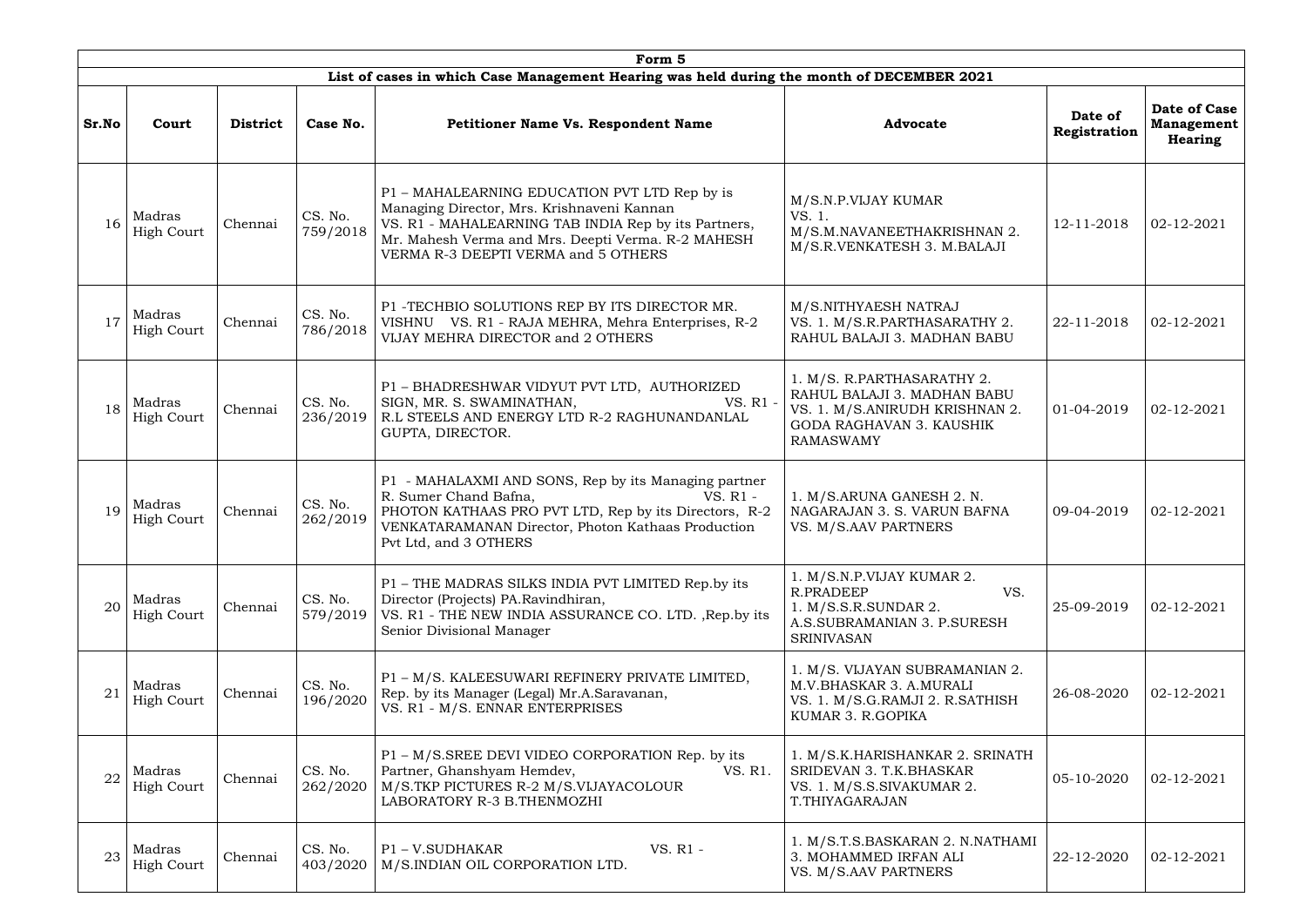| Form 5 | | | | | | | |
|---|---|---|---|---|---|---|---|
| List of cases in which Case Management Hearing was held during the month of DECEMBER 2021 | | | | | | | |
| **Sr.No** | **Court** | **District** | **Case No.** | **Petitioner Name Vs. Respondent Name** | **Advocate** | **Date of Registration** | **Date of Case Management Hearing** |
| 16 | Madras High Court | Chennai | CS. No. 759/2018 | P1 – MAHALEARNING EDUCATION PVT LTD Rep by is Managing Director, Mrs. Krishnaveni Kannan VS. R1 - MAHALEARNING TAB INDIA Rep by its Partners, Mr. Mahesh Verma and Mrs. Deepti Verma. R-2 MAHESH VERMA R-3 DEEPTI VERMA and 5 OTHERS | M/S.N.P.VIJAY KUMAR VS. 1. M/S.M.NAVANEETHAKRISHNAN 2. M/S.R.VENKATESH 3. M.BALAJI | 12-11-2018 | 02-12-2021 |
| 17 | Madras High Court | Chennai | CS. No. 786/2018 | P1 -TECHBIO SOLUTIONS REP BY ITS DIRECTOR MR. VISHNU VS. R1 - RAJA MEHRA, Mehra Enterprises, R-2 VIJAY MEHRA DIRECTOR and 2 OTHERS | M/S.NITHYAESH NATRAJ VS. 1. M/S.R.PARTHASARATHY 2. RAHUL BALAJI 3. MADHAN BABU | 22-11-2018 | 02-12-2021 |
| 18 | Madras High Court | Chennai | CS. No. 236/2019 | P1 – BHADRESHWAR VIDYUT PVT LTD, AUTHORIZED SIGN, MR. S. SWAMINATHAN, VS. R1 - R.L STEELS AND ENERGY LTD R-2 RAGHUNANDANLAL GUPTA, DIRECTOR. | 1. M/S. R.PARTHASARATHY 2. RAHUL BALAJI 3. MADHAN BABU VS. 1. M/S.ANIRUDH KRISHNAN 2. GODA RAGHAVAN 3. KAUSHIK RAMASWAMY | 01-04-2019 | 02-12-2021 |
| 19 | Madras High Court | Chennai | CS. No. 262/2019 | P1 - MAHALAXMI AND SONS, Rep by its Managing partner R. Sumer Chand Bafna, VS. R1 - PHOTON KATHAAS PRO PVT LTD, Rep by its Directors, R-2 VENKATARAMANAN Director, Photon Kathaas Production Pvt Ltd, and 3 OTHERS | 1. M/S.ARUNA GANESH 2. N. NAGARAJAN 3. S. VARUN BAFNA VS. M/S.AAV PARTNERS | 09-04-2019 | 02-12-2021 |
| 20 | Madras High Court | Chennai | CS. No. 579/2019 | P1 – THE MADRAS SILKS INDIA PVT LIMITED Rep.by its Director (Projects) PA.Ravindhiran, VS. R1 - THE NEW INDIA ASSURANCE CO. LTD. ,Rep.by its Senior Divisional Manager | 1. M/S.N.P.VIJAY KUMAR 2. R.PRADEEP VS. 1. M/S.S.R.SUNDAR 2. A.S.SUBRAMANIAN 3. P.SURESH SRINIVASAN | 25-09-2019 | 02-12-2021 |
| 21 | Madras High Court | Chennai | CS. No. 196/2020 | P1 – M/S. KALEESUWARI REFINERY PRIVATE LIMITED, Rep. by its Manager (Legal) Mr.A.Saravanan, VS. R1 - M/S. ENNAR ENTERPRISES | 1. M/S. VIJAYAN SUBRAMANIAN 2. M.V.BHASKAR 3. A.MURALI VS. 1. M/S.G.RAMJI 2. R.SATHISH KUMAR 3. R.GOPIKA | 26-08-2020 | 02-12-2021 |
| 22 | Madras High Court | Chennai | CS. No. 262/2020 | P1 – M/S.SREE DEVI VIDEO CORPORATION Rep. by its Partner, Ghanshyam Hemdev, VS. R1. M/S.TKP PICTURES R-2 M/S.VIJAYACOLOUR LABORATORY R-3 B.THENMOZHI | 1. M/S.K.HARISHANKAR 2. SRINATH SRIDEVAN 3. T.K.BHASKAR VS. 1. M/S.S.SIVAKUMAR 2. T.THIYAGARAJAN | 05-10-2020 | 02-12-2021 |
| 23 | Madras High Court | Chennai | CS. No. 403/2020 | P1 – V.SUDHAKAR VS. R1 - M/S.INDIAN OIL CORPORATION LTD. | 1. M/S.T.S.BASKARAN 2. N.NATHAMI 3. MOHAMMED IRFAN ALI VS. M/S.AAV PARTNERS | 22-12-2020 | 02-12-2021 |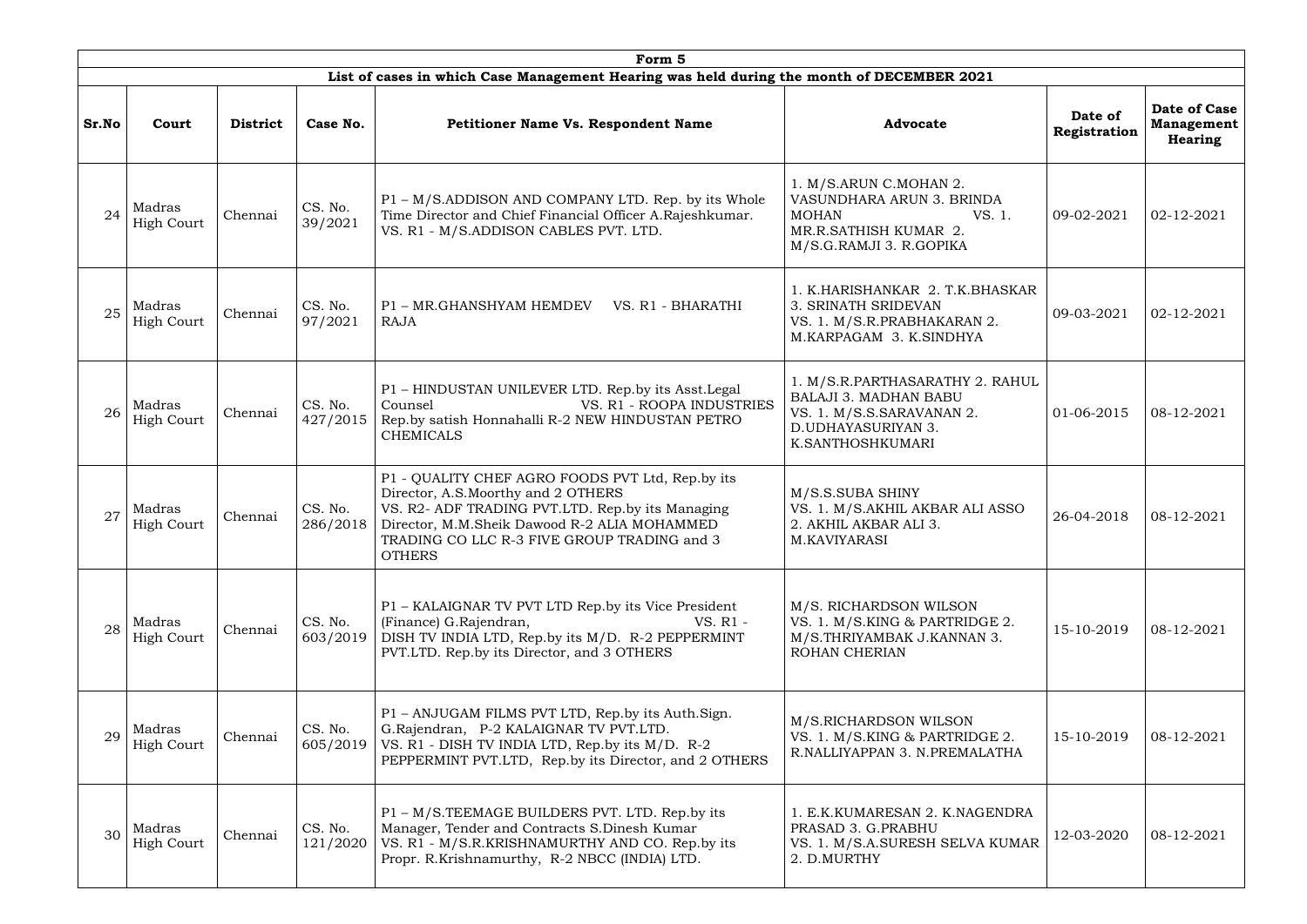| Form 5 | | | | | | | |
|---|---|---|---|---|---|---|---|
| **List of cases in which Case Management Hearing was held during the month of DECEMBER 2021** | | | | | | | |
| **Sr.No** | **Court** | **District** | **Case No.** | **Petitioner Name Vs. Respondent Name** | **Advocate** | **Date of Registration** | **Date of Case Management Hearing** |
| 24 | Madras High Court | Chennai | CS. No. 39/2021 | P1 – M/S.ADDISON AND COMPANY LTD. Rep. by its Whole Time Director and Chief Financial Officer A.Rajeshkumar. VS. R1 - M/S.ADDISON CABLES PVT. LTD. | 1. M/S.ARUN C.MOHAN 2. VASUNDHARA ARUN 3. BRINDA MOHAN VS. 1. MR.R.SATHISH KUMAR 2. M/S.G.RAMJI 3. R.GOPIKA | 09-02-2021 | 02-12-2021 |
| 25 | Madras High Court | Chennai | CS. No. 97/2021 | P1 – MR.GHANSHYAM HEMDEV VS. R1 - BHARATHI RAJA | 1. K.HARISHANKAR 2. T.K.BHASKAR 3. SRINATH SRIDEVAN VS. 1. M/S.R.PRABHAKARAN 2. M.KARPAGAM 3. K.SINDHYA | 09-03-2021 | 02-12-2021 |
| 26 | Madras High Court | Chennai | CS. No. 427/2015 | P1 – HINDUSTAN UNILEVER LTD. Rep.by its Asst.Legal Counsel VS. R1 - ROOPA INDUSTRIES Rep.by satish Honnahalli R-2 NEW HINDUSTAN PETRO CHEMICALS | 1. M/S.R.PARTHASARATHY 2. RAHUL BALAJI 3. MADHAN BABU VS. 1. M/S.S.SARAVANAN 2. D.UDHAYASURIYAN 3. K.SANTHOSHKUMARI | 01-06-2015 | 08-12-2021 |
| 27 | Madras High Court | Chennai | CS. No. 286/2018 | P1 - QUALITY CHEF AGRO FOODS PVT Ltd, Rep.by its Director, A.S.Moorthy and 2 OTHERS VS. R2- ADF TRADING PVT.LTD. Rep.by its Managing Director, M.M.Sheik Dawood R-2 ALIA MOHAMMED TRADING CO LLC R-3 FIVE GROUP TRADING and 3 OTHERS | M/S.S.SUBA SHINY VS. 1. M/S.AKHIL AKBAR ALI ASSO 2. AKHIL AKBAR ALI 3. M.KAVIYARASI | 26-04-2018 | 08-12-2021 |
| 28 | Madras High Court | Chennai | CS. No. 603/2019 | P1 – KALAIGNAR TV PVT LTD Rep.by its Vice President (Finance) G.Rajendran, VS. R1 - DISH TV INDIA LTD, Rep.by its M/D. R-2 PEPPERMINT PVT.LTD. Rep.by its Director, and 3 OTHERS | M/S. RICHARDSON WILSON VS. 1. M/S.KING & PARTRIDGE 2. M/S.THRIYAMBAK J.KANNAN 3. ROHAN CHERIAN | 15-10-2019 | 08-12-2021 |
| 29 | Madras High Court | Chennai | CS. No. 605/2019 | P1 – ANJUGAM FILMS PVT LTD, Rep.by its Auth.Sign. G.Rajendran, P-2 KALAIGNAR TV PVT.LTD. VS. R1 - DISH TV INDIA LTD, Rep.by its M/D. R-2 PEPPERMINT PVT.LTD, Rep.by its Director, and 2 OTHERS | M/S.RICHARDSON WILSON VS. 1. M/S.KING & PARTRIDGE 2. R.NALLIYAPPAN 3. N.PREMALATHA | 15-10-2019 | 08-12-2021 |
| 30 | Madras High Court | Chennai | CS. No. 121/2020 | P1 – M/S.TEEMAGE BUILDERS PVT. LTD. Rep.by its Manager, Tender and Contracts S.Dinesh Kumar VS. R1 - M/S.R.KRISHNAMURTHY AND CO. Rep.by its Propr. R.Krishnamurthy, R-2 NBCC (INDIA) LTD. | 1. E.K.KUMARESAN 2. K.NAGENDRA PRASAD 3. G.PRABHU VS. 1. M/S.A.SURESH SELVA KUMAR 2. D.MURTHY | 12-03-2020 | 08-12-2021 |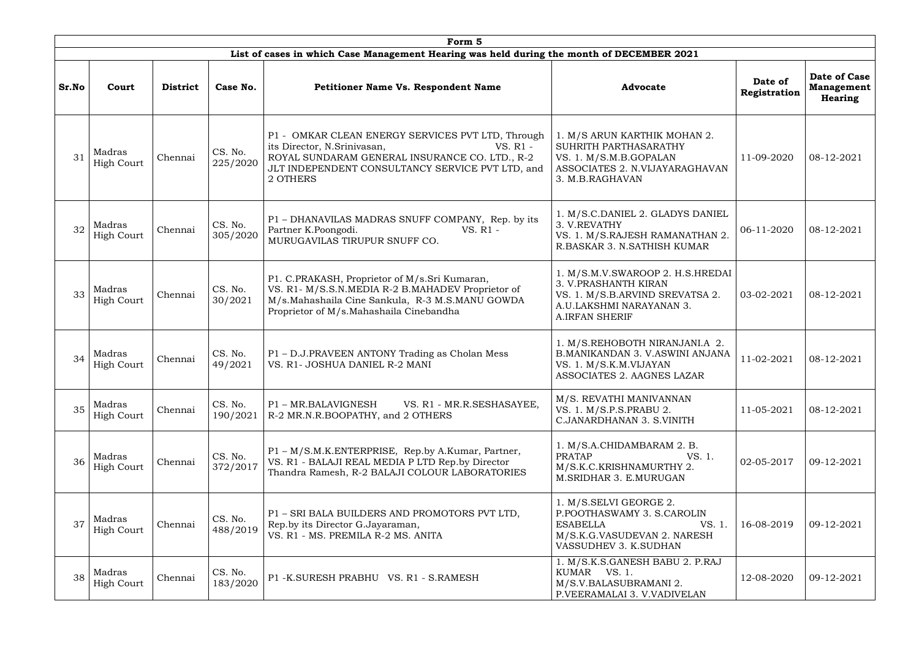| Form 5 | | | | | | | |
|---|---|---|---|---|---|---|---|
| List of cases in which Case Management Hearing was held during the month of DECEMBER 2021 | | | | | | | |
| **Sr.No** | **Court** | **District** | **Case No.** | **Petitioner Name Vs. Respondent Name** | **Advocate** | **Date of Registration** | **Date of Case Management Hearing** |
| 31 | Madras High Court | Chennai | CS. No. 225/2020 | P1 - OMKAR CLEAN ENERGY SERVICES PVT LTD, Through its Director, N.Srinivasan, VS. R1 - ROYAL SUNDARAM GENERAL INSURANCE CO. LTD., R-2 JLT INDEPENDENT CONSULTANCY SERVICE PVT LTD, and 2 OTHERS | 1. M/S ARUN KARTHIK MOHAN 2. SUHRITH PARTHASARATHY VS. 1. M/S.M.B.GOPALAN ASSOCIATES 2. N.VIJAYARAGHAVAN 3. M.B.RAGHAVAN | 11-09-2020 | 08-12-2021 |
| 32 | Madras High Court | Chennai | CS. No. 305/2020 | P1 – DHANAVILAS MADRAS SNUFF COMPANY, Rep. by its Partner K.Poongodi. VS. R1 - MURUGAVILAS TIRUPUR SNUFF CO. | 1. M/S.C.DANIEL 2. GLADYS DANIEL 3. V.REVATHY VS. 1. M/S.RAJESH RAMANATHAN 2. R.BASKAR 3. N.SATHISH KUMAR | 06-11-2020 | 08-12-2021 |
| 33 | Madras High Court | Chennai | CS. No. 30/2021 | P1. C.PRAKASH, Proprietor of M/s.Sri Kumaran, VS. R1- M/S.S.N.MEDIA R-2 B.MAHADEV Proprietor of M/s.Mahashaila Cine Sankula, R-3 M.S.MANU GOWDA Proprietor of M/s.Mahashaila Cinebandha | 1. M/S.M.V.SWAROOP 2. H.S.HREDAI 3. V.PRASHANTH KIRAN VS. 1. M/S.B.ARVIND SREVATSA 2. A.U.LAKSHMI NARAYANAN 3. A.IRFAN SHERIF | 03-02-2021 | 08-12-2021 |
| 34 | Madras High Court | Chennai | CS. No. 49/2021 | P1 – D.J.PRAVEEN ANTONY Trading as Cholan Mess VS. R1- JOSHUA DANIEL R-2 MANI | 1. M/S.REHOBOTH NIRANJANI.A 2. B.MANIKANDAN 3. V.ASWINI ANJANA VS. 1. M/S.K.M.VIJAYAN ASSOCIATES 2. AAGNES LAZAR | 11-02-2021 | 08-12-2021 |
| 35 | Madras High Court | Chennai | CS. No. 190/2021 | P1 – MR.BALAVIGNESH VS. R1 - MR.R.SESHASAYEE, R-2 MR.N.R.BOOPATHY, and 2 OTHERS | M/S. REVATHI MANIVANNAN VS. 1. M/S.P.S.PRABU 2. C.JANARDHANAN 3. S.VINITH | 11-05-2021 | 08-12-2021 |
| 36 | Madras High Court | Chennai | CS. No. 372/2017 | P1 – M/S.M.K.ENTERPRISE, Rep.by A.Kumar, Partner, VS. R1 - BALAJI REAL MEDIA P LTD Rep.by Director Thandra Ramesh, R-2 BALAJI COLOUR LABORATORIES | 1. M/S.A.CHIDAMBARAM 2. B. PRATAP VS. 1. M/S.K.C.KRISHNAMURTHY 2. M.SRIDHAR 3. E.MURUGAN | 02-05-2017 | 09-12-2021 |
| 37 | Madras High Court | Chennai | CS. No. 488/2019 | P1 – SRI BALA BUILDERS AND PROMOTORS PVT LTD, Rep.by its Director G.Jayaraman, VS. R1 - MS. PREMILA R-2 MS. ANITA | 1. M/S.SELVI GEORGE 2. P.POOTHASWAMY 3. S.CAROLIN ESABELLA VS. 1. M/S.K.G.VASUDEVAN 2. NARESH VASSUDHEV 3. K.SUDHAN | 16-08-2019 | 09-12-2021 |
| 38 | Madras High Court | Chennai | CS. No. 183/2020 | P1 -K.SURESH PRABHU VS. R1 - S.RAMESH | 1. M/S.K.S.GANESH BABU 2. P.RAJ KUMAR VS. 1. M/S.V.BALASUBRAMANI 2. P.VEERAMALAI 3. V.VADIVELAN | 12-08-2020 | 09-12-2021 |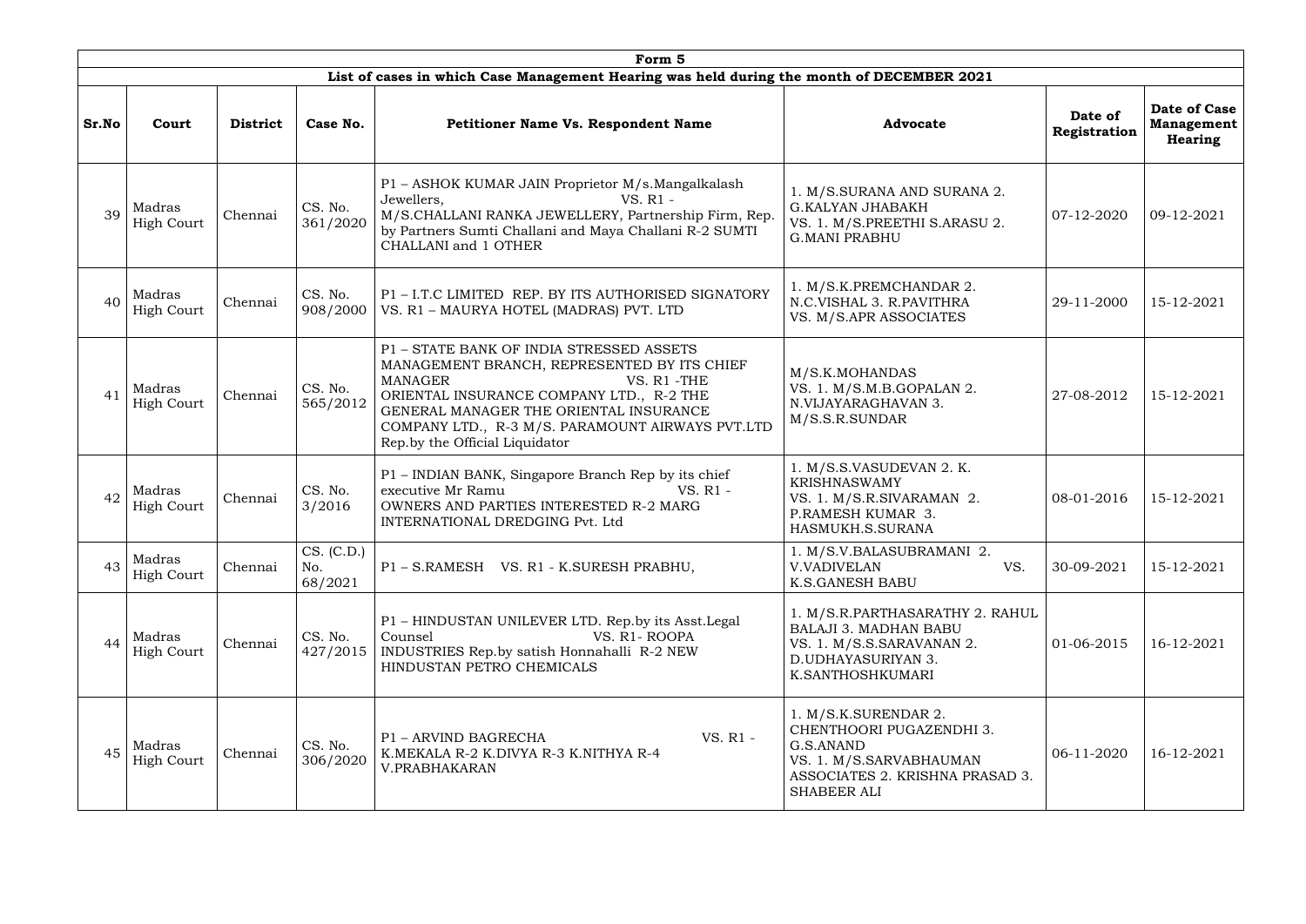| Form 5 | | | | | | | |
|---|---|---|---|---|---|---|---|
| **List of cases in which Case Management Hearing was held during the month of DECEMBER 2021** | | | | | | | |
| **Sr.No** | **Court** | **District** | **Case No.** | **Petitioner Name Vs. Respondent Name** | **Advocate** | **Date of Registration** | **Date of Case Management Hearing** |
| 39 | Madras High Court | Chennai | CS. No. 361/2020 | P1 – ASHOK KUMAR JAIN Proprietor M/s.Mangalkalash Jewellers, VS. R1 - M/S.CHALLANI RANKA JEWELLERY, Partnership Firm, Rep. by Partners Sumti Challani and Maya Challani R-2 SUMTI CHALLANI and 1 OTHER | 1. M/S.SURANA AND SURANA 2. G.KALYAN JHABAKH VS. 1. M/S.PREETHI S.ARASU 2. G.MANI PRABHU | 07-12-2020 | 09-12-2021 |
| 40 | Madras High Court | Chennai | CS. No. 908/2000 | P1 – I.T.C LIMITED REP. BY ITS AUTHORISED SIGNATORY VS. R1 – MAURYA HOTEL (MADRAS) PVT. LTD | 1. M/S.K.PREMCHANDAR 2. N.C.VISHAL 3. R.PAVITHRA VS. M/S.APR ASSOCIATES | 29-11-2000 | 15-12-2021 |
| 41 | Madras High Court | Chennai | CS. No. 565/2012 | P1 – STATE BANK OF INDIA STRESSED ASSETS MANAGEMENT BRANCH, REPRESENTED BY ITS CHIEF MANAGER VS. R1 -THE ORIENTAL INSURANCE COMPANY LTD., R-2 THE GENERAL MANAGER THE ORIENTAL INSURANCE COMPANY LTD., R-3 M/S. PARAMOUNT AIRWAYS PVT.LTD Rep.by the Official Liquidator | M/S.K.MOHANDAS VS. 1. M/S.M.B.GOPALAN 2. N.VIJAYARAGHAVAN 3. M/S.S.R.SUNDAR | 27-08-2012 | 15-12-2021 |
| 42 | Madras High Court | Chennai | CS. No. 3/2016 | P1 – INDIAN BANK, Singapore Branch Rep by its chief executive Mr Ramu VS. R1 - OWNERS AND PARTIES INTERESTED R-2 MARG INTERNATIONAL DREDGING Pvt. Ltd | 1. M/S.S.VASUDEVAN 2. K. KRISHNASWAMY VS. 1. M/S.R.SIVARAMAN 2. P.RAMESH KUMAR 3. HASMUKH.S.SURANA | 08-01-2016 | 15-12-2021 |
| 43 | Madras High Court | Chennai | CS. (C.D.) No. 68/2021 | P1 – S.RAMESH VS. R1 - K.SURESH PRABHU, | 1. M/S.V.BALASUBRAMANI 2. V.VADIVELAN VS. K.S.GANESH BABU | 30-09-2021 | 15-12-2021 |
| 44 | Madras High Court | Chennai | CS. No. 427/2015 | P1 – HINDUSTAN UNILEVER LTD. Rep.by its Asst.Legal Counsel VS. R1- ROOPA INDUSTRIES Rep.by satish Honnahalli R-2 NEW HINDUSTAN PETRO CHEMICALS | 1. M/S.R.PARTHASARATHY 2. RAHUL BALAJI 3. MADHAN BABU VS. 1. M/S.S.SARAVANAN 2. D.UDHAYASURIYAN 3. K.SANTHOSHKUMARI | 01-06-2015 | 16-12-2021 |
| 45 | Madras High Court | Chennai | CS. No. 306/2020 | P1 – ARVIND BAGRECHA VS. R1 - K.MEKALA R-2 K.DIVYA R-3 K.NITHYA R-4 V.PRABHAKARAN | 1. M/S.K.SURENDAR 2. CHENTHOORI PUGAZENDHI 3. G.S.ANAND VS. 1. M/S.SARVABHAUMAN ASSOCIATES 2. KRISHNA PRASAD 3. SHABEER ALI | 06-11-2020 | 16-12-2021 |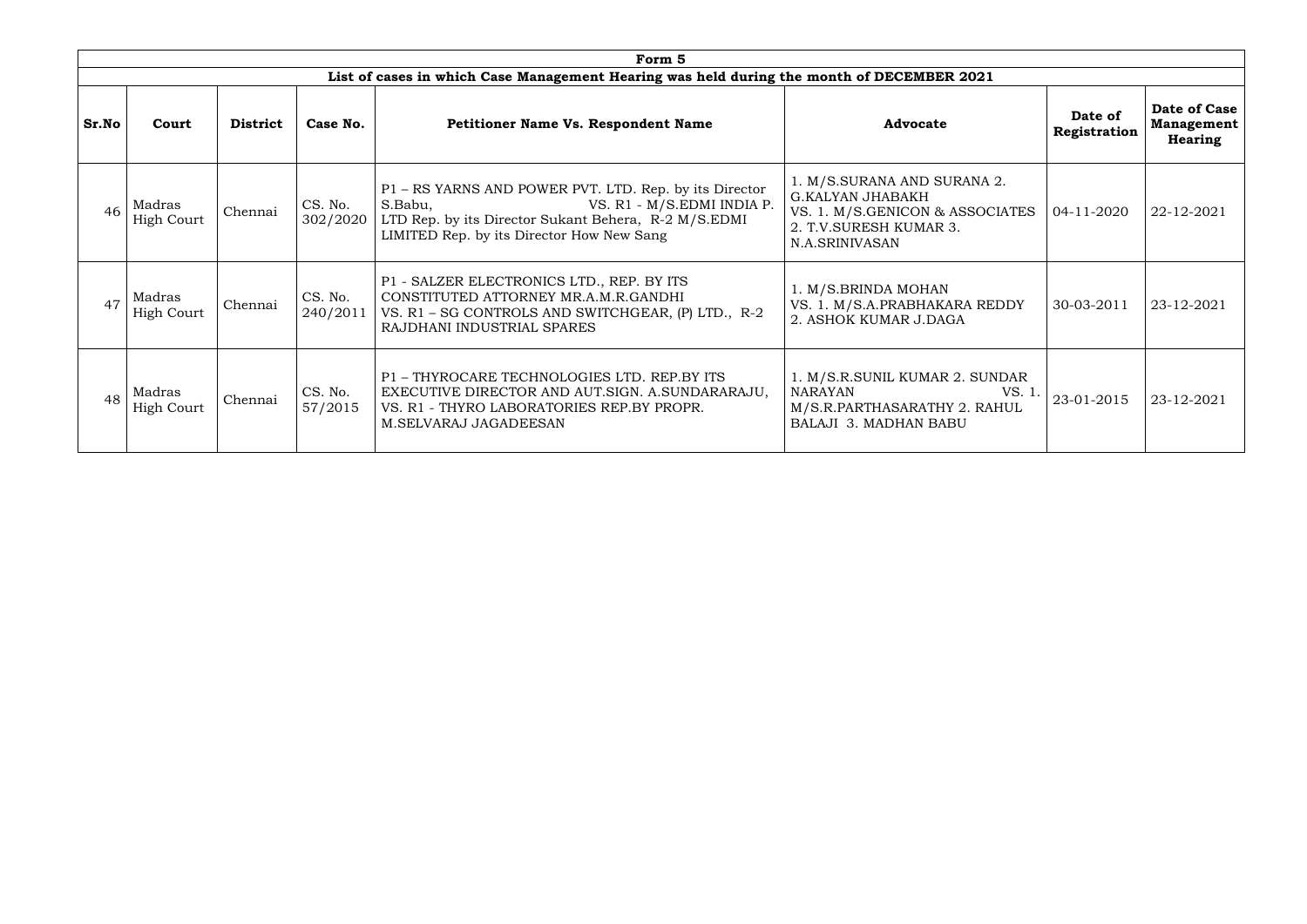| Form 5 | | | | | | | |
|---|---|---|---|---|---|---|---|
| List of cases in which Case Management Hearing was held during the month of DECEMBER 2021 | | | | | | | |
| **Sr.No** | **Court** | **District** | **Case No.** | **Petitioner Name Vs. Respondent Name** | **Advocate** | **Date of Registration** | **Date of Case Management Hearing** |
| 46 | Madras High Court | Chennai | CS. No. 302/2020 | P1 – RS YARNS AND POWER PVT. LTD. Rep. by its Director S.Babu, VS. R1 - M/S.EDMI INDIA P. LTD Rep. by its Director Sukant Behera, R-2 M/S.EDMI LIMITED Rep. by its Director How New Sang | 1. M/S.SURANA AND SURANA 2. G.KALYAN JHABAKH VS. 1. M/S.GENICON & ASSOCIATES 2. T.V.SURESH KUMAR 3. N.A.SRINIVASAN | 04-11-2020 | 22-12-2021 |
| 47 | Madras High Court | Chennai | CS. No. 240/2011 | P1 - SALZER ELECTRONICS LTD., REP. BY ITS CONSTITUTED ATTORNEY MR.A.M.R.GANDHI VS. R1 – SG CONTROLS AND SWITCHGEAR, (P) LTD., R-2 RAJDHANI INDUSTRIAL SPARES | 1. M/S.BRINDA MOHAN VS. 1. M/S.A.PRABHAKARA REDDY 2. ASHOK KUMAR J.DAGA | 30-03-2011 | 23-12-2021 |
| 48 | Madras High Court | Chennai | CS. No. 57/2015 | P1 – THYROCARE TECHNOLOGIES LTD. REP.BY ITS EXECUTIVE DIRECTOR AND AUT.SIGN. A.SUNDARARAJU, VS. R1 - THYRO LABORATORIES REP.BY PROPR. M.SELVARAJ JAGADEESAN | 1. M/S.R.SUNIL KUMAR 2. SUNDAR NARAYAN VS. 1. M/S.R.PARTHASARATHY 2. RAHUL BALAJI 3. MADHAN BABU | 23-01-2015 | 23-12-2021 |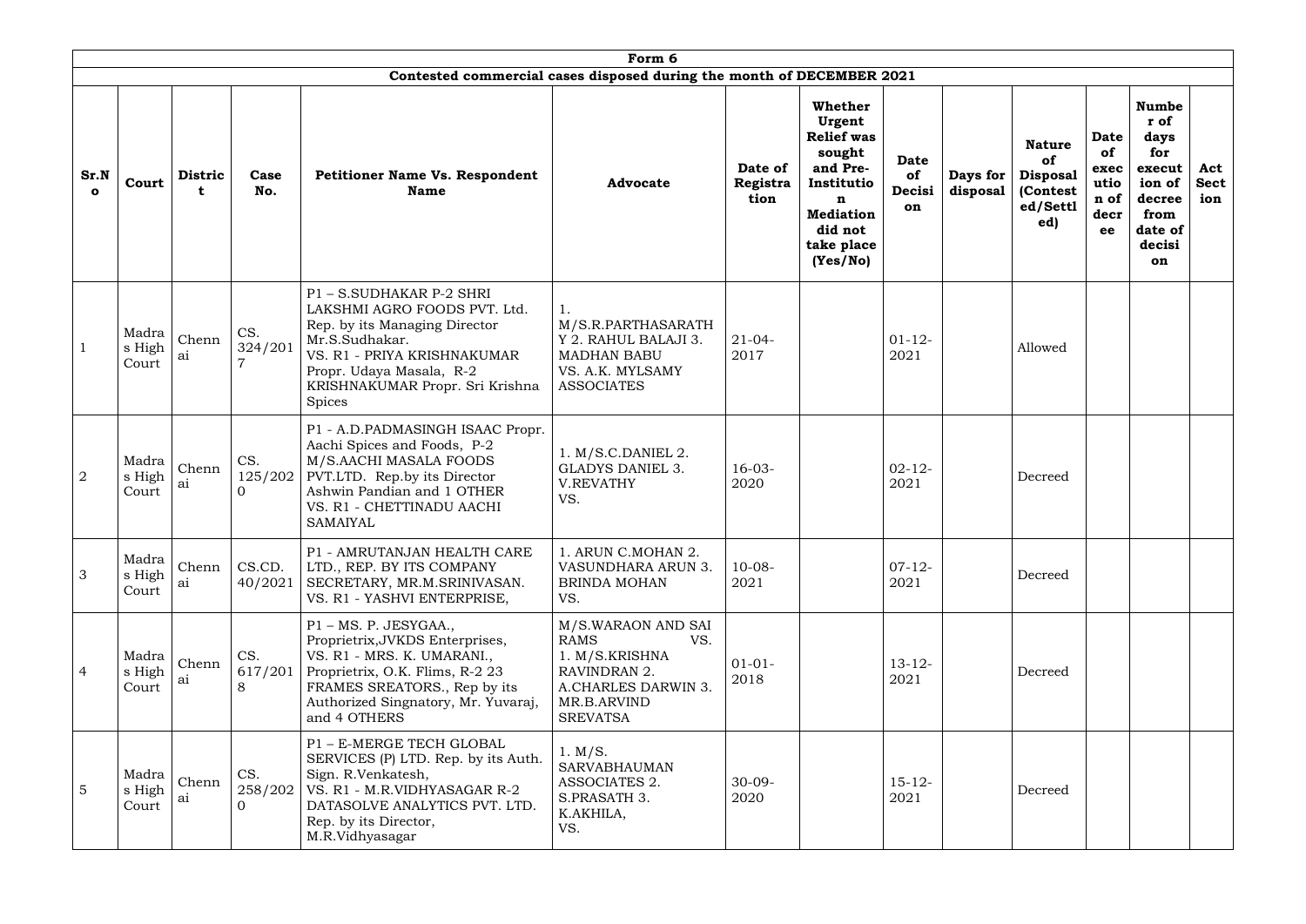| Form 6 | | | | | | | | | | | | | | |
|---|---|---|---|---|---|---|---|---|---|---|---|---|---|---|
| **Contested commercial cases disposed during the month of DECEMBER 2021** | | | | | | | | | | | | | | |
| **Sr.No** | **Court** | **District** | **Case No.** | **Petitioner Name Vs. Respondent Name** | **Advocate** | **Date of Registration** | **Whether Urgent Relief was sought and Pre-Institution Mediation did not take place (Yes/No)** | **Date of Decision** | **Days for disposal** | **Nature of Disposal (Contested/Settled)** | **Date of execution of decree** | **Number of days for execution of decree from date of decision** | **Act Section** |
| 1 | Madras High Court | Chennai | CS. 324/2017 | P1 – S.SUDHAKAR P-2 SHRI LAKSHMI AGRO FOODS PVT. Ltd. Rep. by its Managing Director Mr.S.Sudhakar. VS. R1 - PRIYA KRISHNAKUMAR Propr. Udaya Masala, R-2 KRISHNAKUMAR Propr. Sri Krishna Spices | 1. M/S.R.PARTHASARATHY 2. RAHUL BALAJI 3. MADHAN BABU VS. A.K. MYLSAMY ASSOCIATES | 21-04-2017 | | 01-12-2021 | | Allowed | | | |
| 2 | Madras High Court | Chennai | CS. 125/2020 | P1 - A.D.PADMASINGH ISAAC Propr. Aachi Spices and Foods, P-2 M/S.AACHI MASALA FOODS PVT.LTD. Rep.by its Director Ashwin Pandian and 1 OTHER VS. R1 - CHETTINADU AACHI SAMAIYAL | 1. M/S.C.DANIEL 2. GLADYS DANIEL 3. V.REVATHY VS. | 16-03-2020 | | 02-12-2021 | | Decreed | | | |
| 3 | Madras High Court | Chennai | CS.CD. 40/2021 | P1 - AMRUTANJAN HEALTH CARE LTD., REP. BY ITS COMPANY SECRETARY, MR.M.SRINIVASAN. VS. R1 - YASHVI ENTERPRISE, | 1. ARUN C.MOHAN 2. VASUNDHARA ARUN 3. BRINDA MOHAN VS. | 10-08-2021 | | 07-12-2021 | | Decreed | | | |
| 4 | Madras High Court | Chennai | CS. 617/2018 | P1 – MS. P. JESYGAA., Proprietrix,JVKDS Enterprises, VS. R1 - MRS. K. UMARANI., Proprietrix, O.K. Flims, R-2 23 FRAMES SREATORS., Rep by its Authorized Singnatory, Mr. Yuvaraj, and 4 OTHERS | M/S.WARAON AND SAI RAMS VS. 1. M/S.KRISHNA RAVINDRAN 2. A.CHARLES DARWIN 3. MR.B.ARVIND SREVATSA | 01-01-2018 | | 13-12-2021 | | Decreed | | | |
| 5 | Madras High Court | Chennai | CS. 258/2020 | P1 – E-MERGE TECH GLOBAL SERVICES (P) LTD. Rep. by its Auth. Sign. R.Venkatesh, VS. R1 - M.R.VIDHYASAGAR R-2 DATASOLVE ANALYTICS PVT. LTD. Rep. by its Director, M.R.Vidhyasagar | 1. M/S. SARVABHAUMAN ASSOCIATES 2. S.PRASATH 3. K.AKHILA, VS. | 30-09-2020 | | 15-12-2021 | | Decreed | | | |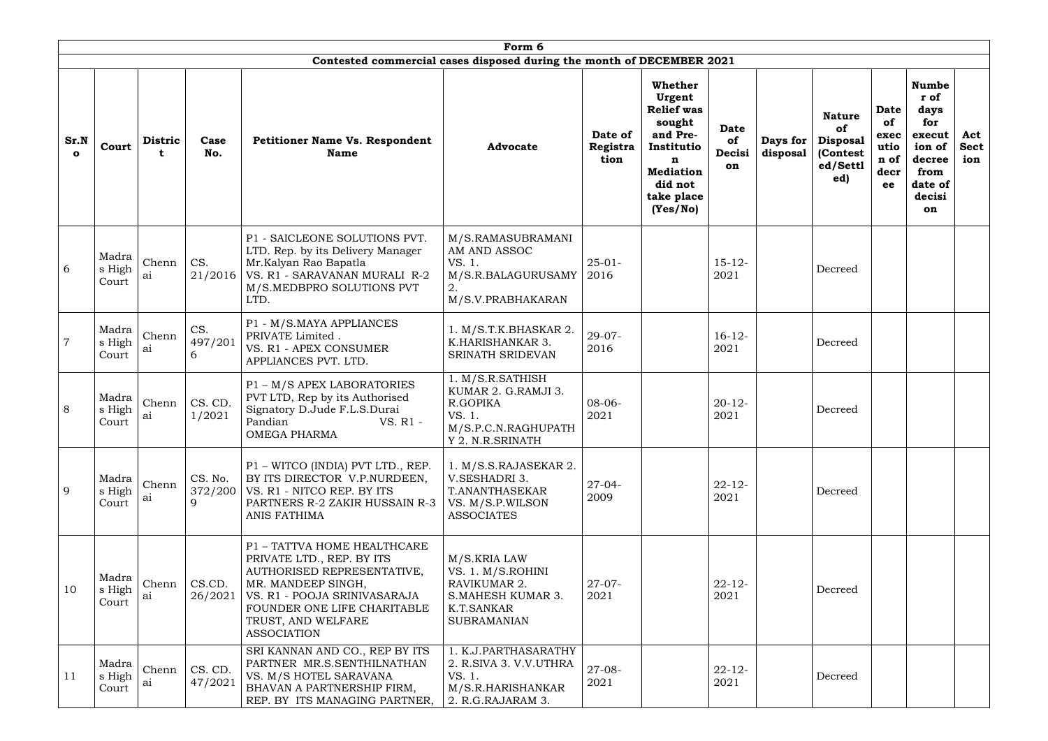| Form 6 | | | | | | | | | | | | | |
|---|---|---|---|---|---|---|---|---|---|---|---|---|---|
| **Contested commercial cases disposed during the month of DECEMBER 2021** | | | | | | | | | | | | | |
| **Sr.No** | **Court** | **District** | **Case No.** | **Petitioner Name Vs. Respondent Name** | **Advocate** | **Date of Registration** | **Whether Urgent Relief was sought and Pre-Institution Mediation did not take place (Yes/No)** | **Date of Decision** | **Days for disposal** | **Nature of Disposal (Contested/Settled)** | **Date of execution of decree** | **Number of days for execution of decree from date of decision** | **Act Section** |
| 6 | Madras High Court | Chennai | CS. 21/2016 | P1 - SAICLEONE SOLUTIONS PVT. LTD. Rep. by its Delivery Manager Mr.Kalyan Rao Bapatla VS. R1 - SARAVANAN MURALI R-2 M/S.MEDBPRO SOLUTIONS PVT LTD. | M/S.RAMASUBRAMANIAM AND ASSOC VS. 1. M/S.R.BALAGURUSAMY 2. M/S.V.PRABHAKARAN | 25-01-2016 | | 15-12-2021 | | Decreed | | | |
| 7 | Madras High Court | Chennai | CS. 497/2016 | P1 - M/S.MAYA APPLIANCES PRIVATE Limited . VS. R1 - APEX CONSUMER APPLIANCES PVT. LTD. | 1. M/S.T.K.BHASKAR 2. K.HARISHANKAR 3. SRINATH SRIDEVAN | 29-07-2016 | | 16-12-2021 | | Decreed | | | |
| 8 | Madras High Court | Chennai | CS. CD. 1/2021 | P1 – M/S APEX LABORATORIES PVT LTD, Rep by its Authorised Signatory D.Jude F.L.S.Durai Pandian VS. R1 - OMEGA PHARMA | 1. M/S.R.SATHISH KUMAR 2. G.RAMJI 3. R.GOPIKA VS. 1. M/S.P.C.N.RAGHUPATHY 2. N.R.SRINATH | 08-06-2021 | | 20-12-2021 | | Decreed | | | |
| 9 | Madras High Court | Chennai | CS. No. 372/2009 | P1 – WITCO (INDIA) PVT LTD., REP. BY ITS DIRECTOR V.P.NURDEEN, VS. R1 - NITCO REP. BY ITS PARTNERS R-2 ZAKIR HUSSAIN R-3 ANIS FATHIMA | 1. M/S.S.RAJASEKAR 2. V.SESHADRI 3. T.ANANTHASEKAR VS. M/S.P.WILSON ASSOCIATES | 27-04-2009 | | 22-12-2021 | | Decreed | | | |
| 10 | Madras High Court | Chennai | CS.CD. 26/2021 | P1 – TATTVA HOME HEALTHCARE PRIVATE LTD., REP. BY ITS AUTHORISED REPRESENTATIVE, MR. MANDEEP SINGH, VS. R1 - POOJA SRINIVASARAJA FOUNDER ONE LIFE CHARITABLE TRUST, AND WELFARE ASSOCIATION | M/S.KRIA LAW VS. 1. M/S.ROHINI RAVIKUMAR 2. S.MAHESH KUMAR 3. K.T.SANKAR SUBRAMANIAN | 27-07-2021 | | 22-12-2021 | | Decreed | | | |
| 11 | Madras High Court | Chennai | CS. CD. 47/2021 | SRI KANNAN AND CO., REP BY ITS PARTNER MR.S.SENTHILNATHAN VS. M/S HOTEL SARAVANA BHAVAN A PARTNERSHIP FIRM, REP. BY ITS MANAGING PARTNER, | 1. K.J.PARTHASARATHY 2. R.SIVA 3. V.V.UTHRA VS. 1. M/S.R.HARISHANKAR 2. R.G.RAJARAM 3. | 27-08-2021 | | 22-12-2021 | | Decreed | | | |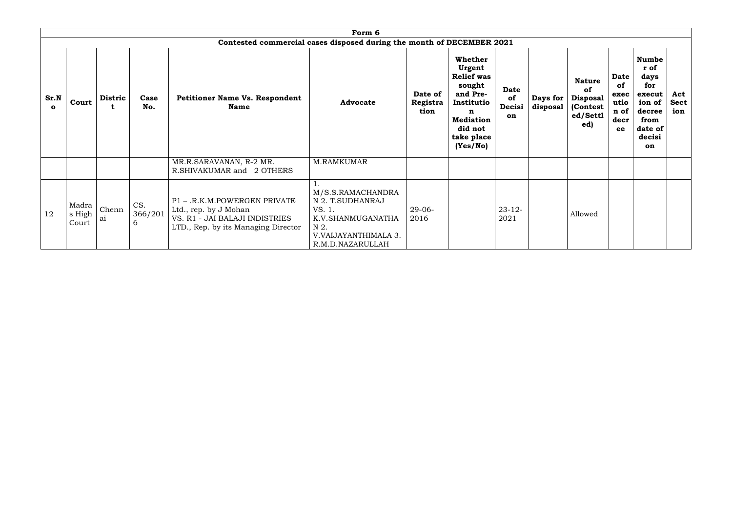| Form 6 | | | | | | | | | | | | | |
|---|---|---|---|---|---|---|---|---|---|---|---|---|---|
| Contested commercial cases disposed during the month of DECEMBER 2021 | | | | | | | | | | | | | |
| **Sr.No** | **Court** | **District** | **Case No.** | **Petitioner Name Vs. Respondent Name** | **Advocate** | **Date of Registration** | **Whether Urgent Relief was sought and Pre-Institution Mediation did not take place (Yes/No)** | **Date of Decision** | **Days for disposal** | **Nature of Disposal (Contested/Settled)** | **Date of execution of decree** | **Number of days for execution of decree from date of decision** | **Act Section** |
| | | | | MR.R.SARAVANAN, R-2 MR. R.SHIVAKUMAR and 2 OTHERS | M.RAMKUMAR | | | | | | | | |
| 12 | Madras High Court | Chennai | CS. 366/2016 | P1 – .R.K.M.POWERGEN PRIVATE Ltd., rep. by J Mohan VS. R1 - JAI BALAJI INDISTRIES LTD., Rep. by its Managing Director | 1. M/S.S.RAMACHANDRAN 2. T.SUDHANRAJ VS. 1. K.V.SHANMUGANATHAN 2. V.VAIJAYANTHIMALA 3. R.M.D.NAZARULLAH | 29-06-2016 | | 23-12-2021 | | Allowed | | | |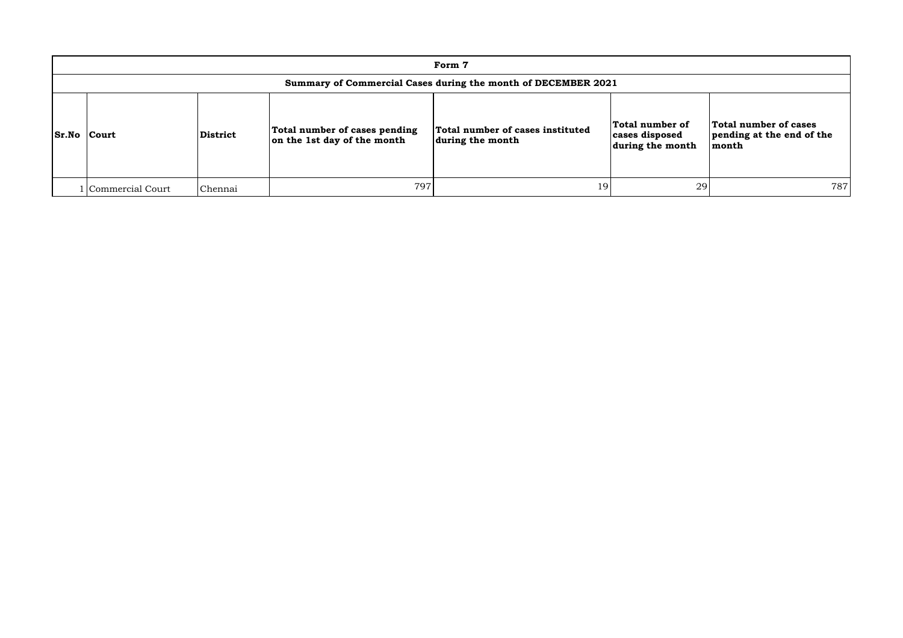| Form 7 | | | | | | |
|---|---|---|---|---|---|---|
| **Summary of Commercial Cases during the month of DECEMBER 2021** | | | | | | |
| **Sr.No** | **Court** | **District** | **Total number of cases pending on the 1st day of the month** | **Total number of cases instituted during the month** | **Total number of cases disposed during the month** | **Total number of cases pending at the end of the month** |
| 1 | Commercial Court | Chennai | 797 | 19 | 29 | 787 |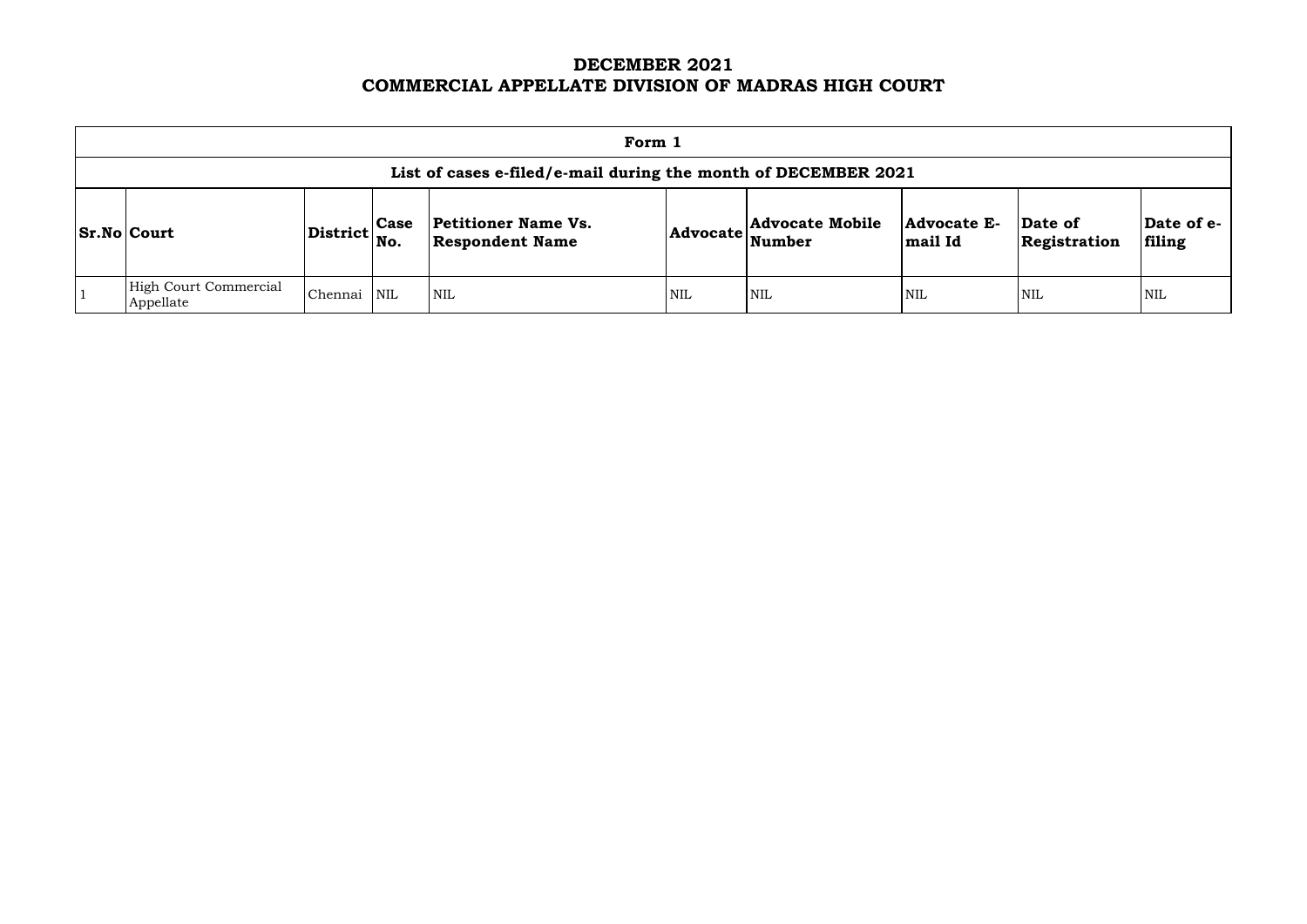# DECEMBER 2021
# COMMERCIAL APPELLATE DIVISION OF MADRAS HIGH COURT

| Form 1 | | | | | | | | | |
|---|---|---|---|---|---|---|---|---|---|
| List of cases e-filed/e-mail during the month of DECEMBER 2021 | | | | | | | | | |
| **Sr.No** | **Court** | **District** | **Case No.** | **Petitioner Name Vs. Respondent Name** | **Advocate** | **Advocate Mobile Number** | **Advocate E-mail Id** | **Date of Registration** | **Date of e-filing** |
| 1 | High Court Commercial Appellate | Chennai | NIL | NIL | NIL | NIL | NIL | NIL | NIL |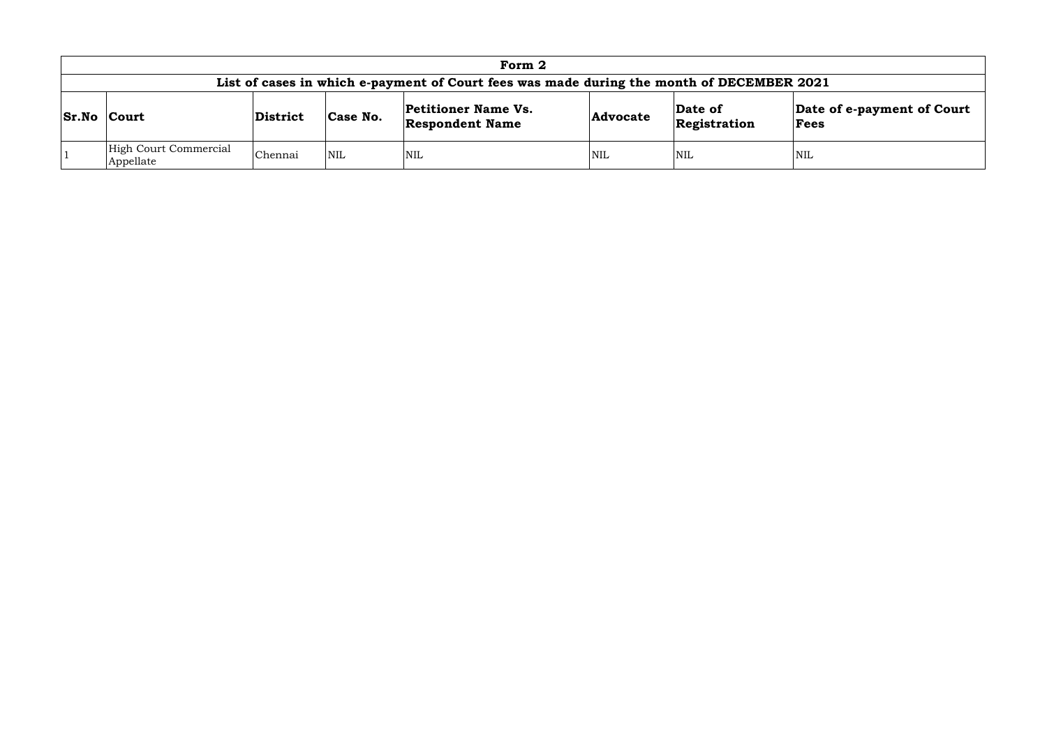| Form 2 | | | | | | | |
|---|---|---|---|---|---|---|---|
| **List of cases in which e-payment of Court fees was made during the month of DECEMBER 2021** | | | | | | | |
| **Sr.No** | **Court** | **District** | **Case No.** | **Petitioner Name Vs. Respondent Name** | **Advocate** | **Date of Registration** | **Date of e-payment of Court Fees** |
| 1 | High Court Commercial Appellate | Chennai | NIL | NIL | NIL | NIL | NIL |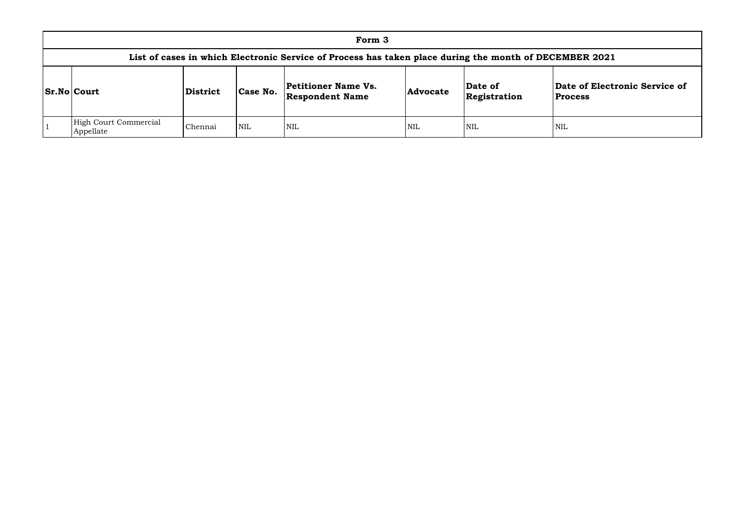# Form 3

## List of cases in which Electronic Service of Process has taken place during the month of DECEMBER 2021

| Sr.No | Court | District | Case No. | Petitioner Name Vs. Respondent Name | Advocate | Date of Registration | Date of Electronic Service of Process |
|---|---|---|---|---|---|---|---|
| 1 | High Court Commercial Appellate | Chennai | NIL | NIL | NIL | NIL | NIL |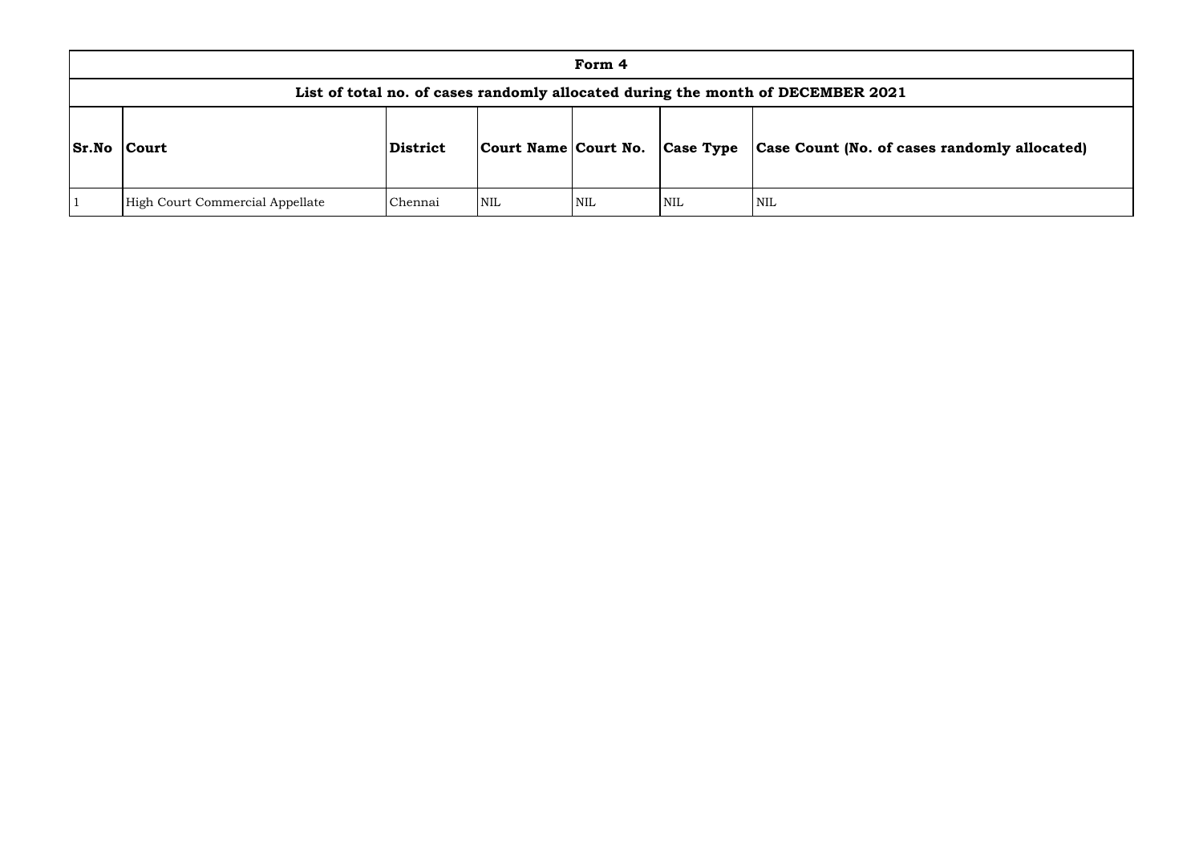| Form 4 | | | | | | |
|---|---|---|---|---|---|---|
| **List of total no. of cases randomly allocated during the month of DECEMBER 2021** | | | | | | |
| **Sr.No** | **Court** | **District** | **Court Name** | **Court No.** | **Case Type** | **Case Count (No. of cases randomly allocated)** |
| 1 | High Court Commercial Appellate | Chennai | NIL | NIL | NIL | NIL |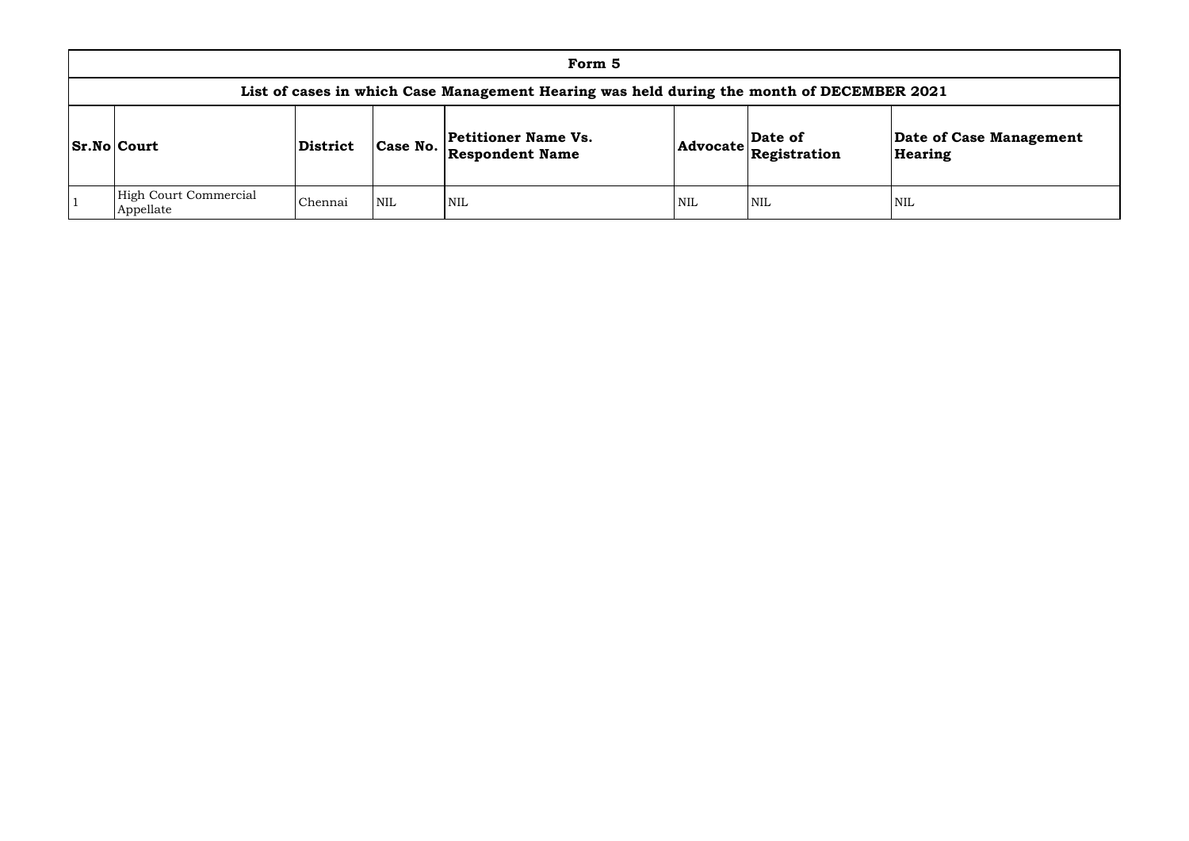# Form 5

## List of cases in which Case Management Hearing was held during the month of DECEMBER 2021

| Sr.No | Court | District | Case No. | Petitioner Name Vs. Respondent Name | Advocate | Date of Registration | Date of Case Management Hearing |
|---|---|---|---|---|---|---|---|
| 1 | High Court Commercial Appellate | Chennai | NIL | NIL | NIL | NIL | NIL |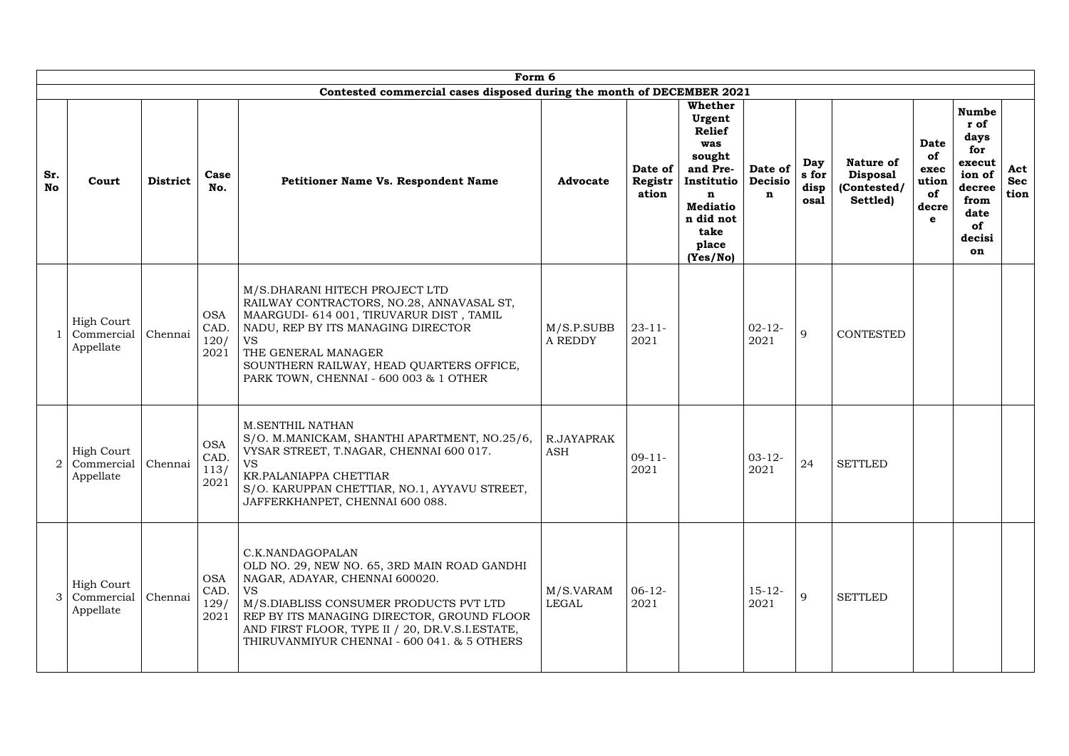**Form 6**

**Contested commercial cases disposed during the month of DECEMBER 2021**

| Sr. No | Court | District | Case No. | Petitioner Name Vs. Respondent Name | Advocate | Date of Registration | Whether Urgent Relief was sought and Pre-Institution Mediation did not take place (Yes/No) | Date of Decision | Days for disposal | Nature of Disposal (Contested/ Settled) | Date of execution of decree | Number of days for execution of decree from date of decision | Act Section |
|---|---|---|---|---|---|---|---|---|---|---|---|---|---|
| 1 | High Court Commercial Appellate | Chennai | OSA CAD. 120/ 2021 | M/S.DHARANI HITECH PROJECT LTD RAILWAY CONTRACTORS, NO.28, ANNAVASAL ST, MAARGUDI- 614 001, TIRUVARUR DIST , TAMIL NADU, REP BY ITS MANAGING DIRECTOR VS THE GENERAL MANAGER SOUNTHERN RAILWAY, HEAD QUARTERS OFFICE, PARK TOWN, CHENNAI - 600 003 & 1 OTHER | M/S.P.SUBBA REDDY | 23-11-2021 | | 02-12-2021 | 9 | CONTESTED | | | |
| 2 | High Court Commercial Appellate | Chennai | OSA CAD. 113/ 2021 | M.SENTHIL NATHAN S/O. M.MANICKAM, SHANTHI APARTMENT, NO.25/6, VYSAR STREET, T.NAGAR, CHENNAI 600 017. VS KR.PALANIAPPA CHETTIAR S/O. KARUPPAN CHETTIAR, NO.1, AYYAVU STREET, JAFFERKHANPET, CHENNAI 600 088. | R.JAYAPRAKASH | 09-11-2021 | | 03-12-2021 | 24 | SETTLED | | | |
| 3 | High Court Commercial Appellate | Chennai | OSA CAD. 129/ 2021 | C.K.NANDAGOPALAN OLD NO. 29, NEW NO. 65, 3RD MAIN ROAD GANDHI NAGAR, ADAYAR, CHENNAI 600020. VS M/S.DIABLISS CONSUMER PRODUCTS PVT LTD REP BY ITS MANAGING DIRECTOR, GROUND FLOOR AND FIRST FLOOR, TYPE II / 20, DR.V.S.I.ESTATE, THIRUVANMIYUR CHENNAI - 600 041. & 5 OTHERS | M/S.VARAM LEGAL | 06-12-2021 | | 15-12-2021 | 9 | SETTLED | | | |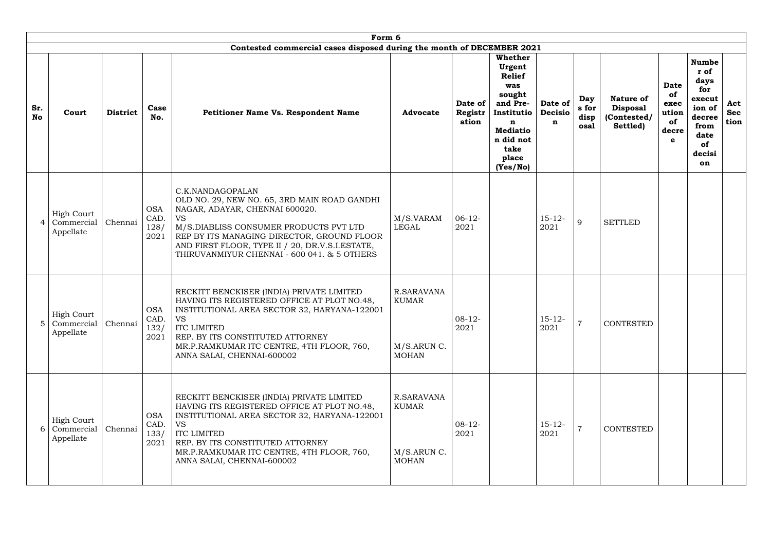# Form 6

## Contested commercial cases disposed during the month of DECEMBER 2021

| Sr. No | Court | District | Case No. | Petitioner Name Vs. Respondent Name | Advocate | Date of Registration | Whether Urgent Relief was sought and Pre-Institution Mediation did not take place (Yes/No) | Date of Decision | Days for disposal | Nature of Disposal (Contested/ Settled) | Date of execution of decree | Number of days for execution of decree from date of decision | Act Section |
|---|---|---|---|---|---|---|---|---|---|---|---|---|---|
| 4 | High Court Commercial Appellate | Chennai | OSA CAD. 128/ 2021 | C.K.NANDAGOPALAN OLD NO. 29, NEW NO. 65, 3RD MAIN ROAD GANDHI NAGAR, ADAYAR, CHENNAI 600020. VS M/S.DIABLISS CONSUMER PRODUCTS PVT LTD REP BY ITS MANAGING DIRECTOR, GROUND FLOOR AND FIRST FLOOR, TYPE II / 20, DR.V.S.I.ESTATE, THIRUVANMIYUR CHENNAI - 600 041. & 5 OTHERS | M/S.VARAM LEGAL | 06-12-2021 | | 15-12-2021 | 9 | SETTLED | | | |
| 5 | High Court Commercial Appellate | Chennai | OSA CAD. 132/ 2021 | RECKITT BENCKISER (INDIA) PRIVATE LIMITED HAVING ITS REGISTERED OFFICE AT PLOT NO.48, INSTITUTIONAL AREA SECTOR 32, HARYANA-122001 VS ITC LIMITED REP. BY ITS CONSTITUTED ATTORNEY MR.P.RAMKUMAR ITC CENTRE, 4TH FLOOR, 760, ANNA SALAI, CHENNAI-600002 | R.SARAVANA KUMAR M/S.ARUN C. MOHAN | 08-12-2021 | | 15-12-2021 | 7 | CONTESTED | | | |
| 6 | High Court Commercial Appellate | Chennai | OSA CAD. 133/ 2021 | RECKITT BENCKISER (INDIA) PRIVATE LIMITED HAVING ITS REGISTERED OFFICE AT PLOT NO.48, INSTITUTIONAL AREA SECTOR 32, HARYANA-122001 VS ITC LIMITED REP. BY ITS CONSTITUTED ATTORNEY MR.P.RAMKUMAR ITC CENTRE, 4TH FLOOR, 760, ANNA SALAI, CHENNAI-600002 | R.SARAVANA KUMAR M/S.ARUN C. MOHAN | 08-12-2021 | | 15-12-2021 | 7 | CONTESTED | | | |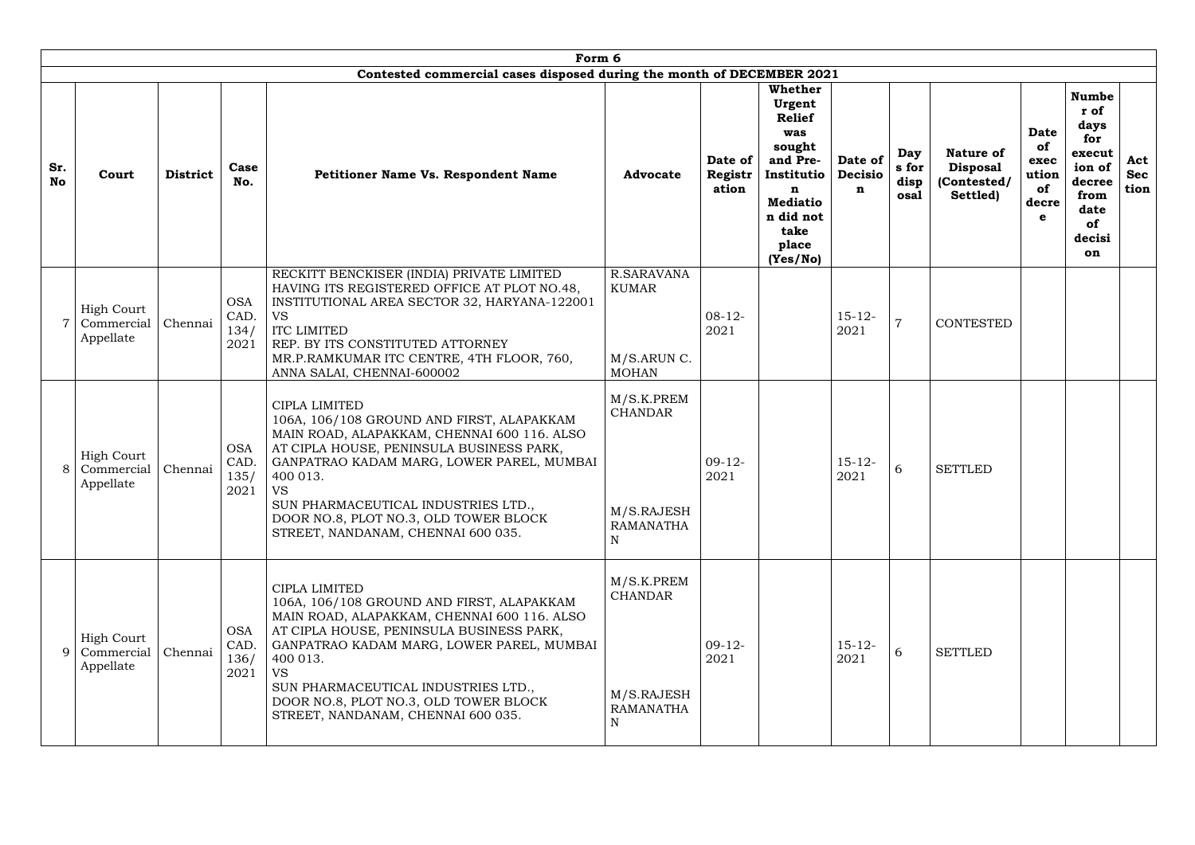| Form 6 | | | | | | | | | | | | | | |
|---|---|---|---|---|---|---|---|---|---|---|---|---|---|---|
| Contested commercial cases disposed during the month of DECEMBER 2021 | | | | | | | | | | | | | | |
| **Sr. No** | **Court** | **District** | **Case No.** | **Petitioner Name Vs. Respondent Name** | **Advocate** | **Date of Registration** | **Whether Urgent Relief was sought and Pre-Institution Mediation did not take place (Yes/No)** | **Date of Decision** | **Days for disposal** | **Nature of Disposal (Contested/ Settled)** | **Date of execution of decree** | **Number of days for execution of decree from date of decision** | **Act Section** |
| 7 | High Court Commercial Appellate | Chennai | OSA CAD. 134/ 2021 | RECKITT BENCKISER (INDIA) PRIVATE LIMITED HAVING ITS REGISTERED OFFICE AT PLOT NO.48, INSTITUTIONAL AREA SECTOR 32, HARYANA-122001 VS ITC LIMITED REP. BY ITS CONSTITUTED ATTORNEY MR.P.RAMKUMAR ITC CENTRE, 4TH FLOOR, 760, ANNA SALAI, CHENNAI-600002 | R.SARAVANA KUMAR M/S.ARUN C. MOHAN | 08-12-2021 | | 15-12-2021 | 7 | CONTESTED | | | |
| 8 | High Court Commercial Appellate | Chennai | OSA CAD. 135/ 2021 | CIPLA LIMITED 106A, 106/108 GROUND AND FIRST, ALAPAKKAM MAIN ROAD, ALAPAKKAM, CHENNAI 600 116. ALSO AT CIPLA HOUSE, PENINSULA BUSINESS PARK, GANPATRAO KADAM MARG, LOWER PAREL, MUMBAI 400 013. VS SUN PHARMACEUTICAL INDUSTRIES LTD., DOOR NO.8, PLOT NO.3, OLD TOWER BLOCK STREET, NANDANAM, CHENNAI 600 035. | M/S.K.PREM CHANDAR M/S.RAJESH RAMANATHAN | 09-12-2021 | | 15-12-2021 | 6 | SETTLED | | | |
| 9 | High Court Commercial Appellate | Chennai | OSA CAD. 136/ 2021 | CIPLA LIMITED 106A, 106/108 GROUND AND FIRST, ALAPAKKAM MAIN ROAD, ALAPAKKAM, CHENNAI 600 116. ALSO AT CIPLA HOUSE, PENINSULA BUSINESS PARK, GANPATRAO KADAM MARG, LOWER PAREL, MUMBAI 400 013. VS SUN PHARMACEUTICAL INDUSTRIES LTD., DOOR NO.8, PLOT NO.3, OLD TOWER BLOCK STREET, NANDANAM, CHENNAI 600 035. | M/S.K.PREM CHANDAR M/S.RAJESH RAMANATHAN | 09-12-2021 | | 15-12-2021 | 6 | SETTLED | | | |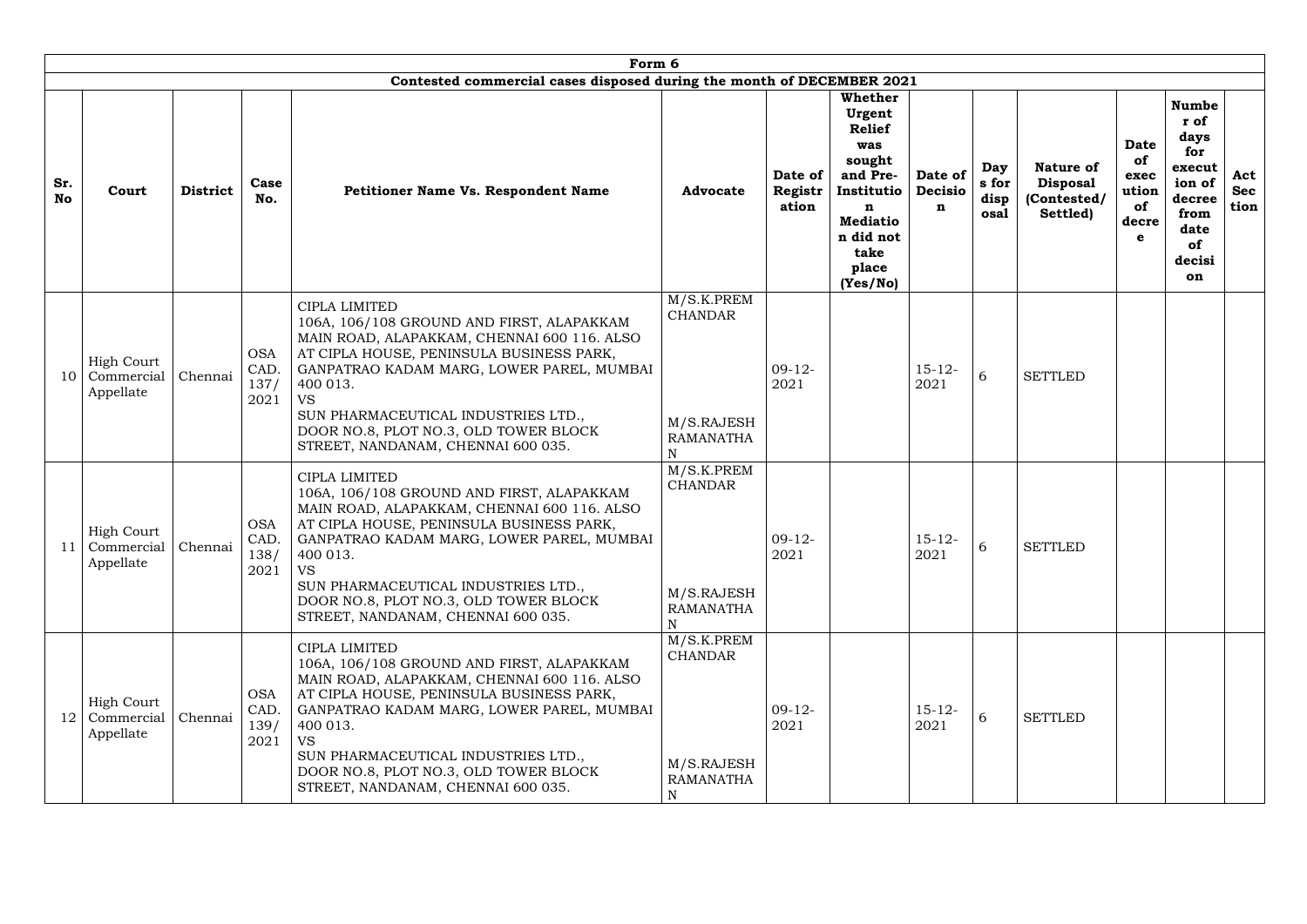## Form 6

### Contested commercial cases disposed during the month of DECEMBER 2021

| Sr. No | Court | District | Case No. | Petitioner Name Vs. Respondent Name | Advocate | Date of Registration | Whether Urgent Relief was sought and Pre-Institution Mediation did not take place (Yes/No) | Date of Decision | Days for disposal | Nature of Disposal (Contested/ Settled) | Date of execution of decree | Number of days for execution of decree from date of decision | Act Section |
|---|---|---|---|---|---|---|---|---|---|---|---|---|---|
| 10 | High Court Commercial Appellate | Chennai | OSA CAD. 137/ 2021 | CIPLA LIMITED 106A, 106/108 GROUND AND FIRST, ALAPAKKAM MAIN ROAD, ALAPAKKAM, CHENNAI 600 116. ALSO AT CIPLA HOUSE, PENINSULA BUSINESS PARK, GANPATRAO KADAM MARG, LOWER PAREL, MUMBAI 400 013. VS SUN PHARMACEUTICAL INDUSTRIES LTD., DOOR NO.8, PLOT NO.3, OLD TOWER BLOCK STREET, NANDANAM, CHENNAI 600 035. | M/S.K.PREM CHANDAR M/S.RAJESH RAMANATHAN | 09-12-2021 | | 15-12-2021 | 6 | SETTLED | | | |
| 11 | High Court Commercial Appellate | Chennai | OSA CAD. 138/ 2021 | CIPLA LIMITED 106A, 106/108 GROUND AND FIRST, ALAPAKKAM MAIN ROAD, ALAPAKKAM, CHENNAI 600 116. ALSO AT CIPLA HOUSE, PENINSULA BUSINESS PARK, GANPATRAO KADAM MARG, LOWER PAREL, MUMBAI 400 013. VS SUN PHARMACEUTICAL INDUSTRIES LTD., DOOR NO.8, PLOT NO.3, OLD TOWER BLOCK STREET, NANDANAM, CHENNAI 600 035. | M/S.K.PREM CHANDAR M/S.RAJESH RAMANATHAN | 09-12-2021 | | 15-12-2021 | 6 | SETTLED | | | |
| 12 | High Court Commercial Appellate | Chennai | OSA CAD. 139/ 2021 | CIPLA LIMITED 106A, 106/108 GROUND AND FIRST, ALAPAKKAM MAIN ROAD, ALAPAKKAM, CHENNAI 600 116. ALSO AT CIPLA HOUSE, PENINSULA BUSINESS PARK, GANPATRAO KADAM MARG, LOWER PAREL, MUMBAI 400 013. VS SUN PHARMACEUTICAL INDUSTRIES LTD., DOOR NO.8, PLOT NO.3, OLD TOWER BLOCK STREET, NANDANAM, CHENNAI 600 035. | M/S.K.PREM CHANDAR M/S.RAJESH RAMANATHAN | 09-12-2021 | | 15-12-2021 | 6 | SETTLED | | | |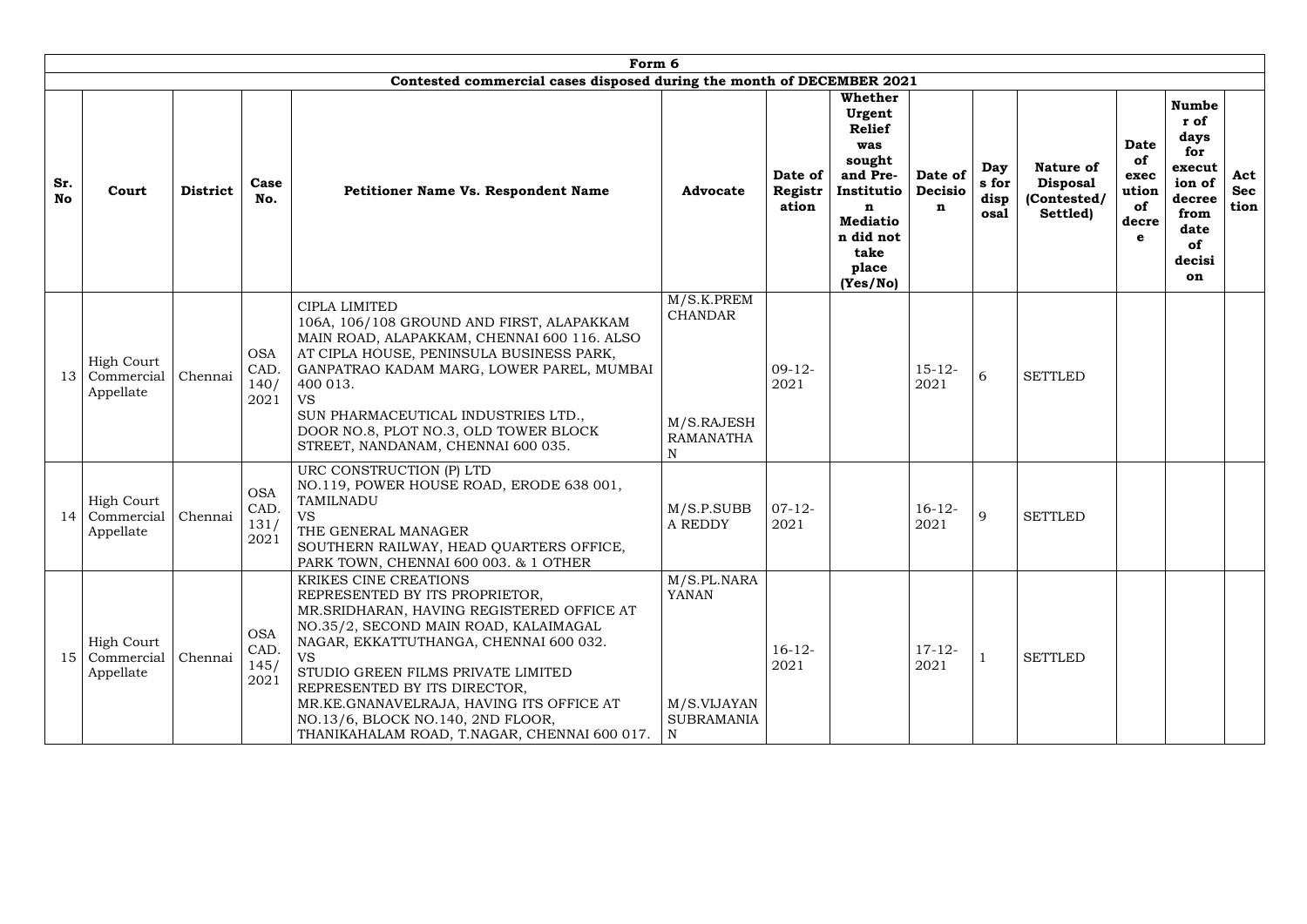| Form 6 | | | | | | | | | | | | | | |
|---|---|---|---|---|---|---|---|---|---|---|---|---|---|---|
| Contested commercial cases disposed during the month of DECEMBER 2021 | | | | | | | | | | | | | | |
| **Sr. No** | **Court** | **District** | **Case No.** | **Petitioner Name Vs. Respondent Name** | **Advocate** | **Date of Registration** | **Whether Urgent Relief was sought and Pre-Institution Mediation did not take place (Yes/No)** | **Date of Decision** | **Days for disposal** | **Nature of Disposal (Contested/ Settled)** | **Date of execution of decree** | **Number of days for execution of decree from date of decision** | **Act Section** |
| 13 | High Court Commercial Appellate | Chennai | OSA CAD. 140/ 2021 | CIPLA LIMITED 106A, 106/108 GROUND AND FIRST, ALAPAKKAM MAIN ROAD, ALAPAKKAM, CHENNAI 600 116. ALSO AT CIPLA HOUSE, PENINSULA BUSINESS PARK, GANPATRAO KADAM MARG, LOWER PAREL, MUMBAI 400 013. VS SUN PHARMACEUTICAL INDUSTRIES LTD., DOOR NO.8, PLOT NO.3, OLD TOWER BLOCK STREET, NANDANAM, CHENNAI 600 035. | M/S.K.PREM CHANDAR M/S.RAJESH RAMANATHAN | 09-12-2021 | | 15-12-2021 | 6 | SETTLED | | | |
| 14 | High Court Commercial Appellate | Chennai | OSA CAD. 131/ 2021 | URC CONSTRUCTION (P) LTD NO.119, POWER HOUSE ROAD, ERODE 638 001, TAMILNADU VS THE GENERAL MANAGER SOUTHERN RAILWAY, HEAD QUARTERS OFFICE, PARK TOWN, CHENNAI 600 003. & 1 OTHER | M/S.P.SUBBA REDDY | 07-12-2021 | | 16-12-2021 | 9 | SETTLED | | | |
| 15 | High Court Commercial Appellate | Chennai | OSA CAD. 145/ 2021 | KRIKES CINE CREATIONS REPRESENTED BY ITS PROPRIETOR, MR.SRIDHARAN, HAVING REGISTERED OFFICE AT NO.35/2, SECOND MAIN ROAD, KALAIMAGAL NAGAR, EKKATTUTHANGA, CHENNAI 600 032. VS STUDIO GREEN FILMS PRIVATE LIMITED REPRESENTED BY ITS DIRECTOR, MR.KE.GNANAVELRAJA, HAVING ITS OFFICE AT NO.13/6, BLOCK NO.140, 2ND FLOOR, THANIKAHALAM ROAD, T.NAGAR, CHENNAI 600 017. | M/S.PL.NARAYANAN M/S.VIJAYAN SUBRAMANIAN | 16-12-2021 | | 17-12-2021 | 1 | SETTLED | | | |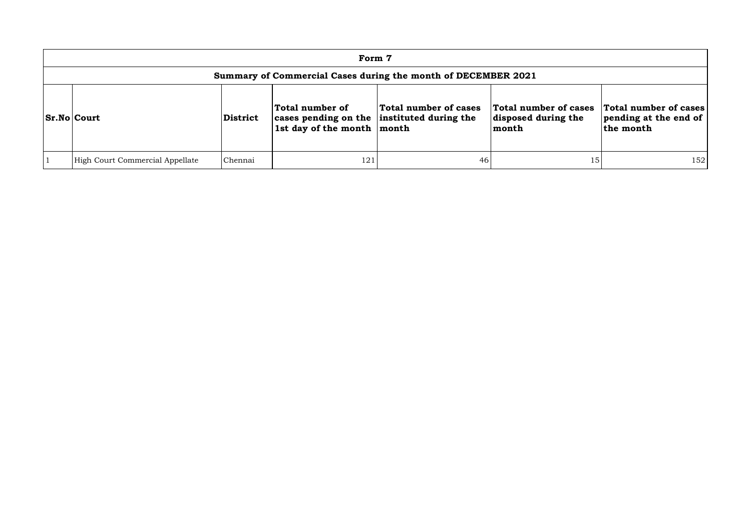| Form 7 | | | | | | |
|---|---|---|---|---|---|---|
| **Summary of Commercial Cases during the month of DECEMBER 2021** | | | | | | |
| **Sr.No** | **Court** | **District** | **Total number of cases pending on the 1st day of the month** | **Total number of cases instituted during the month** | **Total number of cases disposed during the month** | **Total number of cases pending at the end of the month** |
| 1 | High Court Commercial Appellate | Chennai | 121 | 46 | 15 | 152 |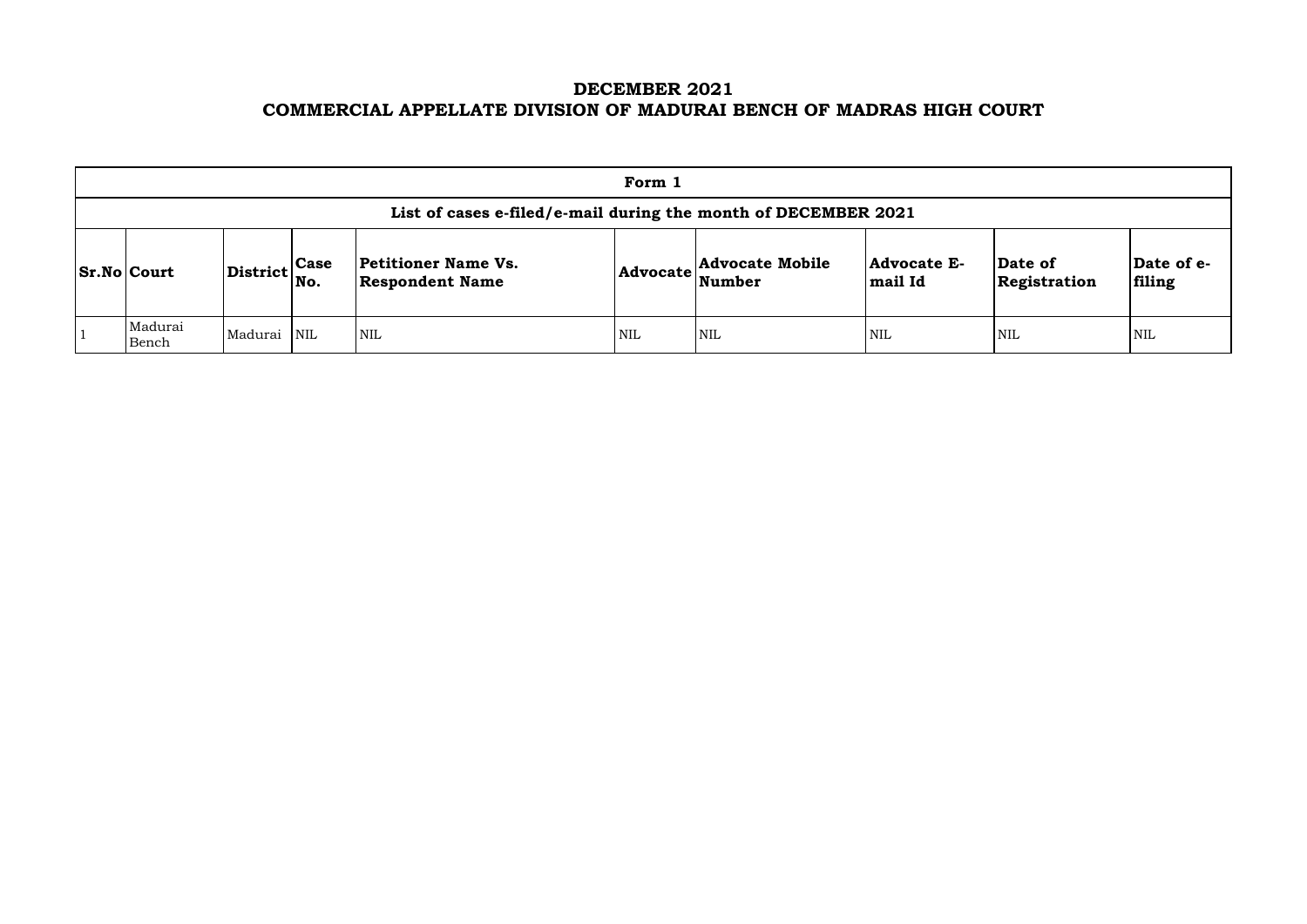# DECEMBER 2021
# COMMERCIAL APPELLATE DIVISION OF MADURAI BENCH OF MADRAS HIGH COURT

| Form 1 | | | | | | | | | |
|---|---|---|---|---|---|---|---|---|---|
| List of cases e-filed/e-mail during the month of DECEMBER 2021 | | | | | | | | | |
| **Sr.No** | **Court** | **District** | **Case No.** | **Petitioner Name Vs. Respondent Name** | **Advocate** | **Advocate Mobile Number** | **Advocate E-mail Id** | **Date of Registration** | **Date of e-filing** |
| 1 | Madurai Bench | Madurai | NIL | NIL | NIL | NIL | NIL | NIL | NIL |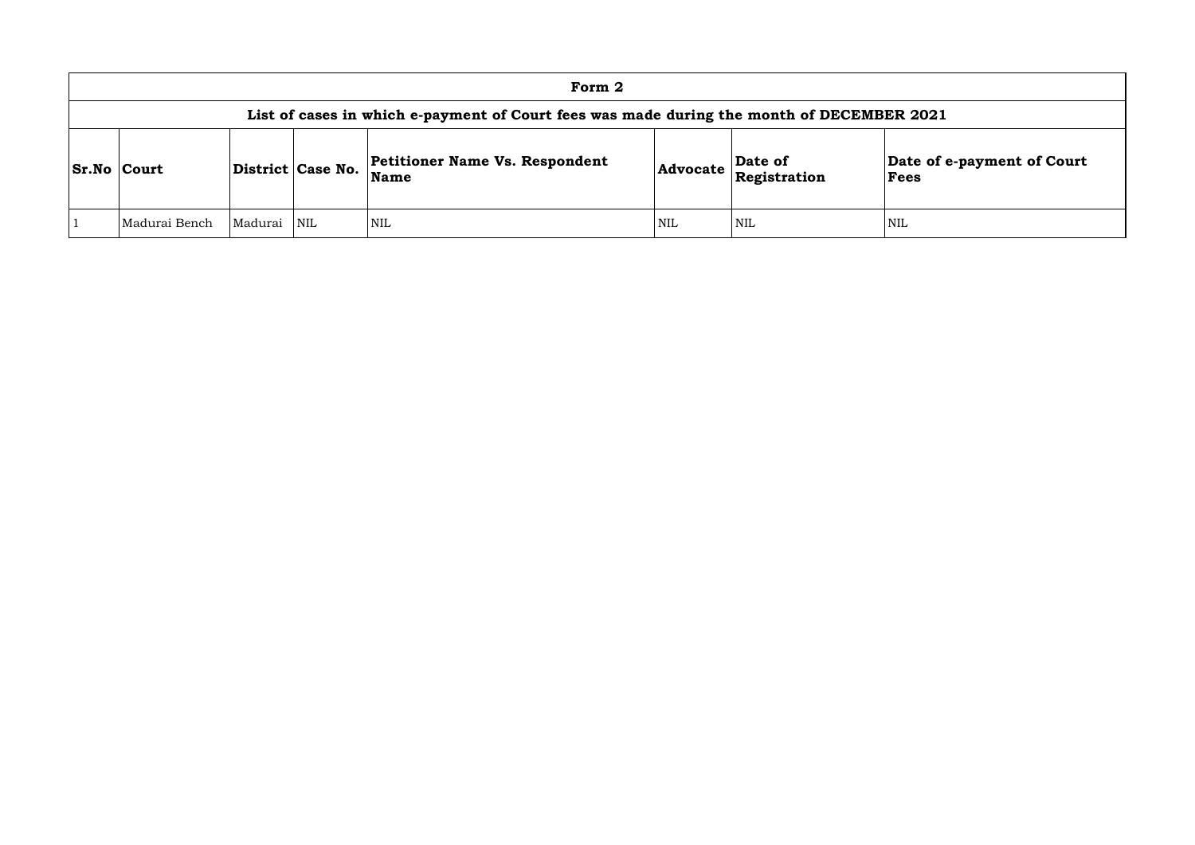| Form 2 | | | | | | | |
|---|---|---|---|---|---|---|---|
| List of cases in which e-payment of Court fees was made during the month of DECEMBER 2021 | | | | | | | |
| **Sr.No** | **Court** | **District** | **Case No.** | **Petitioner Name Vs. Respondent Name** | **Advocate** | **Date of Registration** | **Date of e-payment of Court Fees** |
| 1 | Madurai Bench | Madurai | NIL | NIL | NIL | NIL | NIL |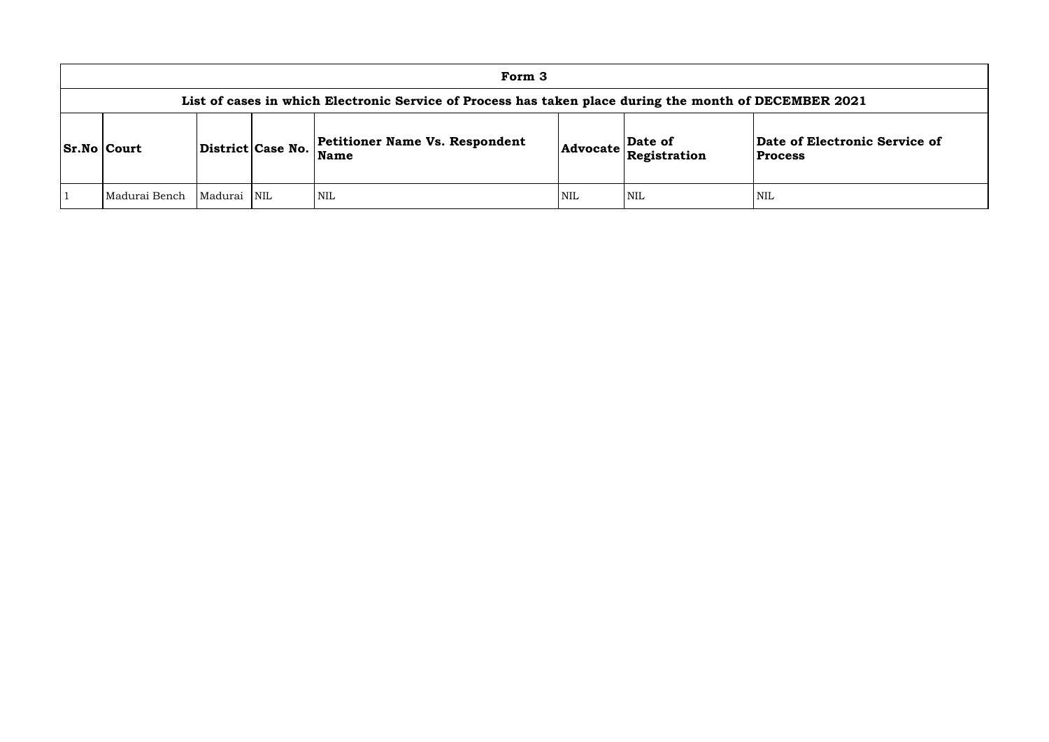# Form 3

## List of cases in which Electronic Service of Process has taken place during the month of DECEMBER 2021

| Sr.No | Court | District | Case No. | Petitioner Name Vs. Respondent Name | Advocate | Date of Registration | Date of Electronic Service of Process |
|---|---|---|---|---|---|---|---|
| 1 | Madurai Bench | Madurai | NIL | NIL | NIL | NIL | NIL |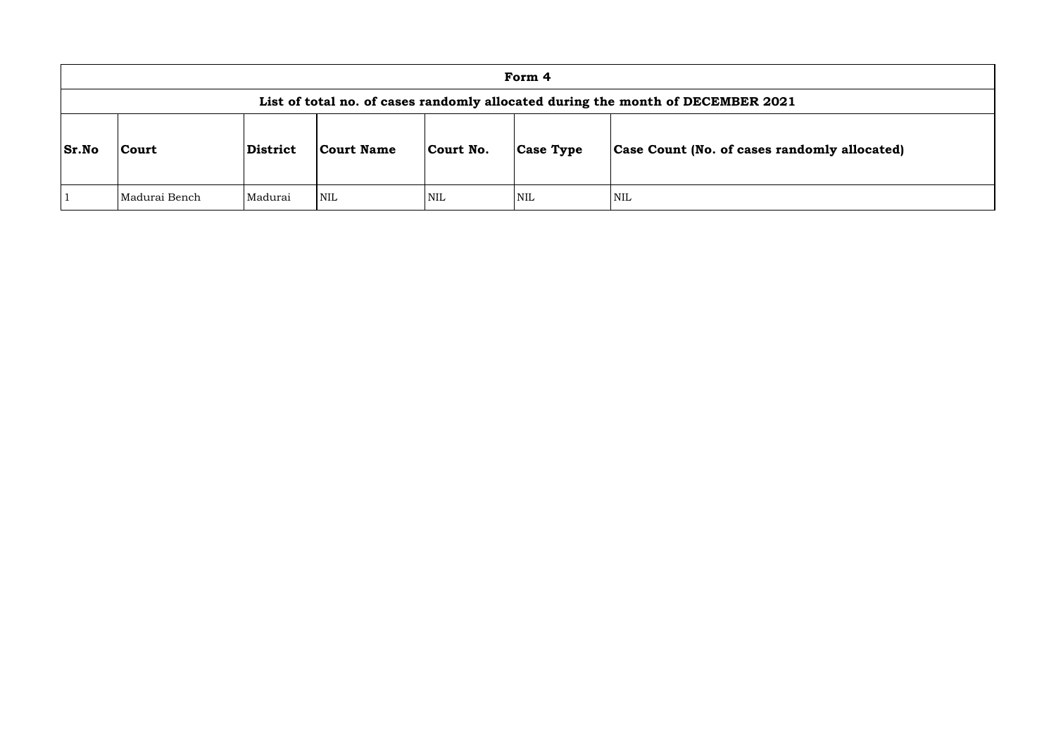| Form 4 | | | | | | |
|---|---|---|---|---|---|---|
| List of total no. of cases randomly allocated during the month of DECEMBER 2021 | | | | | | |
| **Sr.No** | **Court** | **District** | **Court Name** | **Court No.** | **Case Type** | **Case Count (No. of cases randomly allocated)** |
| 1 | Madurai Bench | Madurai | NIL | NIL | NIL | NIL |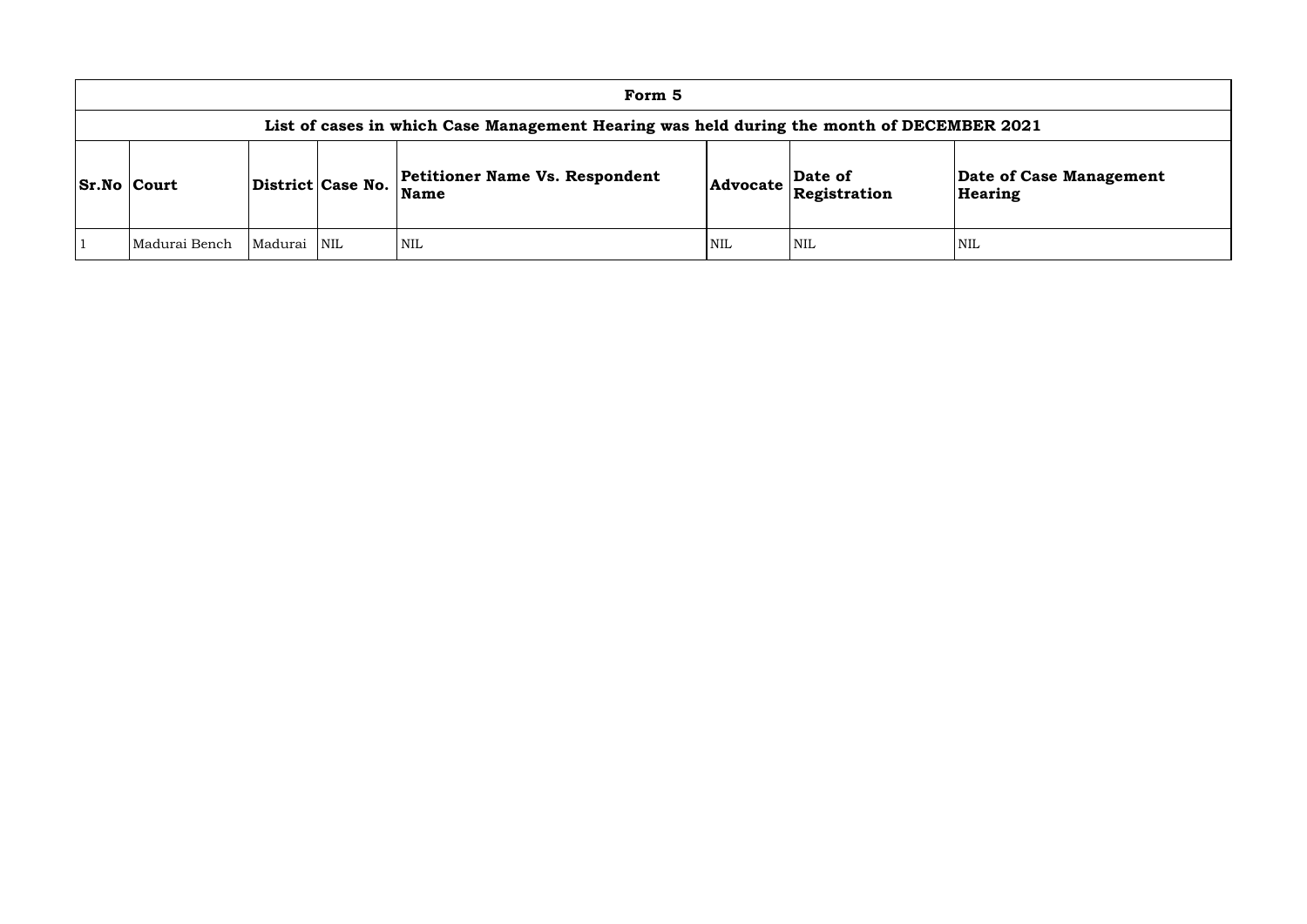| Form 5 | | | | | | | |
|---|---|---|---|---|---|---|---|
| **List of cases in which Case Management Hearing was held during the month of DECEMBER 2021** | | | | | | | |
| **Sr.No** | **Court** | **District** | **Case No.** | **Petitioner Name Vs. Respondent Name** | **Advocate** | **Date of Registration** | **Date of Case Management Hearing** |
| 1 | Madurai Bench | Madurai | NIL | NIL | NIL | NIL | NIL |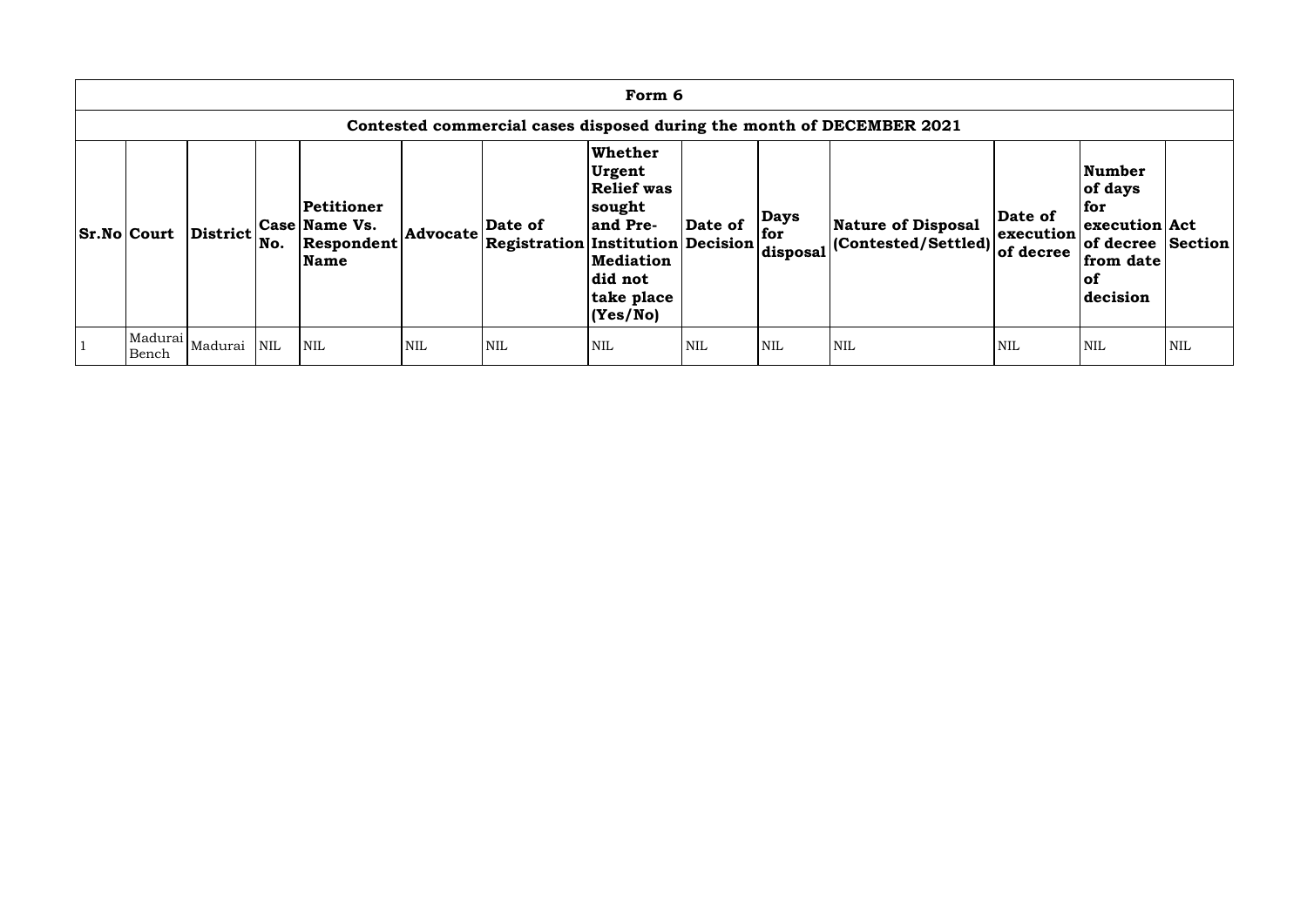## Form 6

### Contested commercial cases disposed during the month of DECEMBER 2021

| Sr.No | Court | District | Case No. | Petitioner Name Vs. Respondent Name | Advocate | Date of Registration | Whether Urgent Relief was sought and Pre-Institution Mediation did not take place (Yes/No) | Date of Decision | Days for disposal | Nature of Disposal (Contested/Settled) | Date of execution of decree | Number of days for execution of decree from date of decision | Act Section |
|---|---|---|---|---|---|---|---|---|---|---|---|---|---|
| 1 | Madurai Bench | Madurai | NIL | NIL | NIL | NIL | NIL | NIL | NIL | NIL | NIL | NIL | NIL |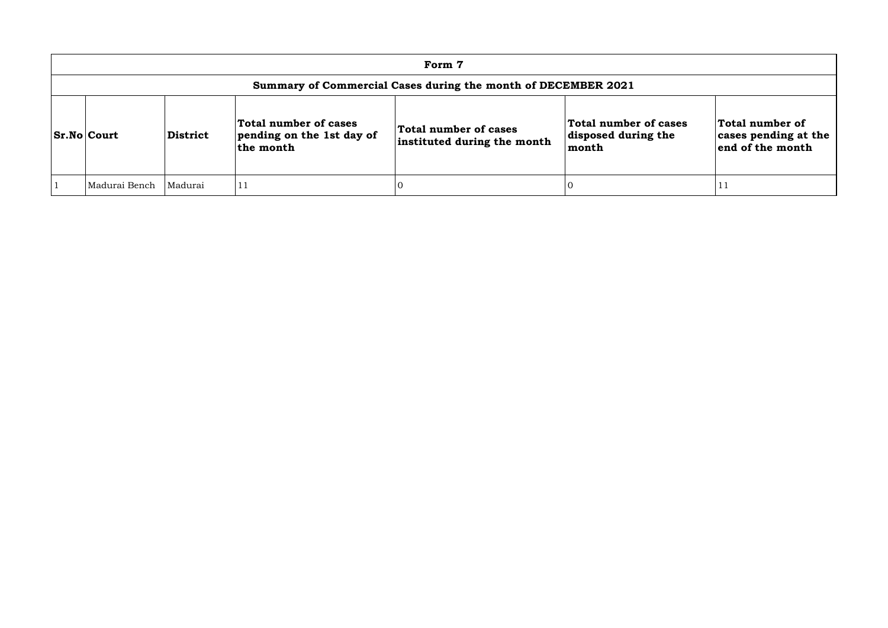## Form 7

### Summary of Commercial Cases during the month of DECEMBER 2021

| Sr.No | Court | District | Total number of cases pending on the 1st day of the month | Total number of cases instituted during the month | Total number of cases disposed during the month | Total number of cases pending at the end of the month |
|---|---|---|---|---|---|---|
| 1 | Madurai Bench | Madurai | 11 | 0 | 0 | 11 |